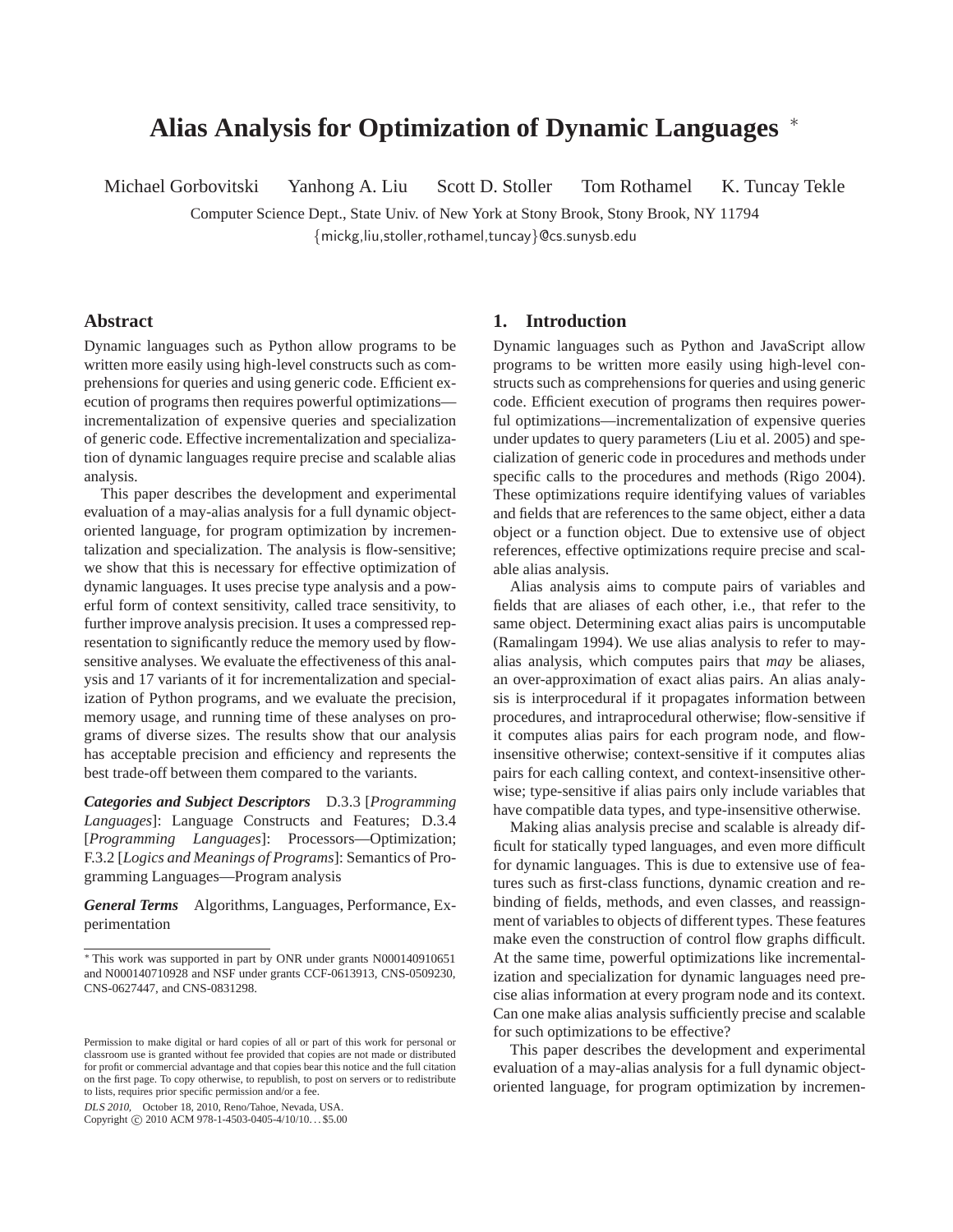# Alias Analysis for Optimization of Dynamic Languages *

Michael Gorbovitski Yanhong A. Liu Scott D. Stoller Tom Rothamel K. Tuncay Tekle

Computer Science Dept., State Univ. of New York at Stony Brook, Stony Brook, NY 11794

{mickg,liu,stoller,rothamel,tuncay}@cs.sunysb.edu

## Abstract

Dynamic languages such as Python allow programs to be written more easily using high-level constructs such as comprehensions for queries and using generic code. Efficient execution of programs then requires powerful optimizations—incrementalization of expensive queries and specialization of generic code. Effective incrementalization and specialization of dynamic languages require precise and scalable alias analysis.

This paper describes the development and experimental evaluation of a may-alias analysis for a full dynamic object-oriented language, for program optimization by incrementalization and specialization. The analysis is flow-sensitive; we show that this is necessary for effective optimization of dynamic languages. It uses precise type analysis and a powerful form of context sensitivity, called trace sensitivity, to further improve analysis precision. It uses a compressed representation to significantly reduce the memory used by flow-sensitive analyses. We evaluate the effectiveness of this analysis and 17 variants of it for incrementalization and specialization of Python programs, and we evaluate the precision, memory usage, and running time of these analyses on programs of diverse sizes. The results show that our analysis has acceptable precision and efficiency and represents the best trade-off between them compared to the variants.

***Categories and Subject Descriptors*** D.3.3 [*Programming Languages*]: Language Constructs and Features; D.3.4 [*Programming Languages*]: Processors—Optimization; F.3.2 [*Logics and Meanings of Programs*]: Semantics of Programming Languages—Program analysis

***General Terms*** Algorithms, Languages, Performance, Experimentation

* This work was supported in part by ONR under grants N000140910651 and N000140710928 and NSF under grants CCF-0613913, CNS-0509230, CNS-0627447, and CNS-0831298.

Permission to make digital or hard copies of all or part of this work for personal or classroom use is granted without fee provided that copies are not made or distributed for profit or commercial advantage and that copies bear this notice and the full citation on the first page. To copy otherwise, to republish, to post on servers or to redistribute to lists, requires prior specific permission and/or a fee.

*DLS 2010,* October 18, 2010, Reno/Tahoe, Nevada, USA.
Copyright © 2010 ACM 978-1-4503-0405-4/10/10...$5.00

## 1. Introduction

Dynamic languages such as Python and JavaScript allow programs to be written more easily using high-level constructs such as comprehensions for queries and using generic code. Efficient execution of programs then requires powerful optimizations—incrementalization of expensive queries under updates to query parameters (Liu et al. 2005) and specialization of generic code in procedures and methods under specific calls to the procedures and methods (Rigo 2004). These optimizations require identifying values of variables and fields that are references to the same object, either a data object or a function object. Due to extensive use of object references, effective optimizations require precise and scalable alias analysis.

Alias analysis aims to compute pairs of variables and fields that are aliases of each other, i.e., that refer to the same object. Determining exact alias pairs is uncomputable (Ramalingam 1994). We use alias analysis to refer to may-alias analysis, which computes pairs that *may* be aliases, an over-approximation of exact alias pairs. An alias analysis is interprocedural if it propagates information between procedures, and intraprocedural otherwise; flow-sensitive if it computes alias pairs for each program node, and flow-insensitive otherwise; context-sensitive if it computes alias pairs for each calling context, and context-insensitive otherwise; type-sensitive if alias pairs only include variables that have compatible data types, and type-insensitive otherwise.

Making alias analysis precise and scalable is already difficult for statically typed languages, and even more difficult for dynamic languages. This is due to extensive use of features such as first-class functions, dynamic creation and rebinding of fields, methods, and even classes, and reassignment of variables to objects of different types. These features make even the construction of control flow graphs difficult. At the same time, powerful optimizations like incrementalization and specialization for dynamic languages need precise alias information at every program node and its context. Can one make alias analysis sufficiently precise and scalable for such optimizations to be effective?

This paper describes the development and experimental evaluation of a may-alias analysis for a full dynamic object-oriented language, for program optimization by incremen-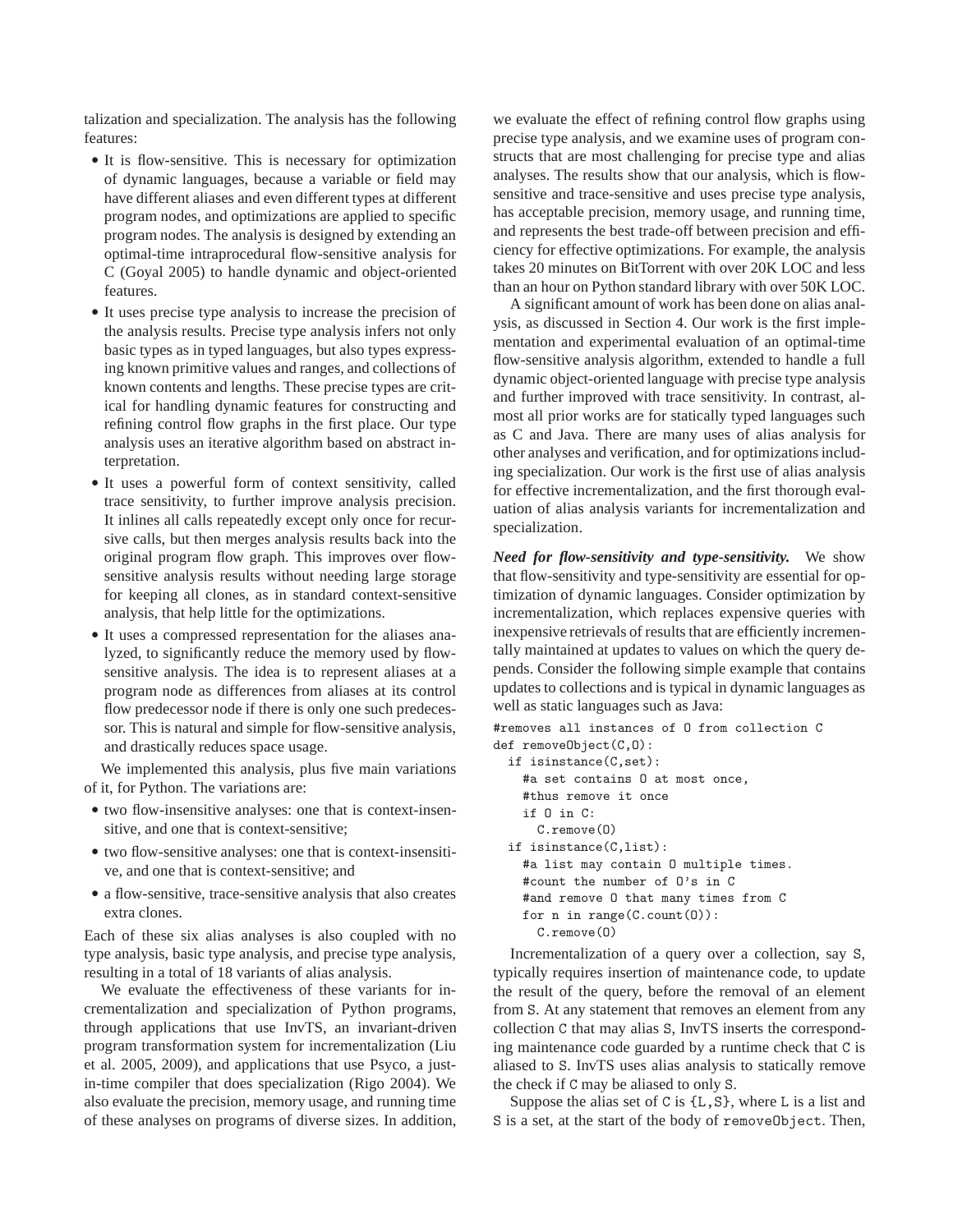talization and specialization. The analysis has the following features:

- It is flow-sensitive. This is necessary for optimization of dynamic languages, because a variable or field may have different aliases and even different types at different program nodes, and optimizations are applied to specific program nodes. The analysis is designed by extending an optimal-time intraprocedural flow-sensitive analysis for C (Goyal 2005) to handle dynamic and object-oriented features.
- It uses precise type analysis to increase the precision of the analysis results. Precise type analysis infers not only basic types as in typed languages, but also types expressing known primitive values and ranges, and collections of known contents and lengths. These precise types are critical for handling dynamic features for constructing and refining control flow graphs in the first place. Our type analysis uses an iterative algorithm based on abstract interpretation.
- It uses a powerful form of context sensitivity, called trace sensitivity, to further improve analysis precision. It inlines all calls repeatedly except only once for recursive calls, but then merges analysis results back into the original program flow graph. This improves over flow-sensitive analysis results without needing large storage for keeping all clones, as in standard context-sensitive analysis, that help little for the optimizations.
- It uses a compressed representation for the aliases analyzed, to significantly reduce the memory used by flow-sensitive analysis. The idea is to represent aliases at a program node as differences from aliases at its control flow predecessor node if there is only one such predecessor. This is natural and simple for flow-sensitive analysis, and drastically reduces space usage.

We implemented this analysis, plus five main variations of it, for Python. The variations are:

- two flow-insensitive analyses: one that is context-insensitive, and one that is context-sensitive;
- two flow-sensitive analyses: one that is context-insensitive, and one that is context-sensitive; and
- a flow-sensitive, trace-sensitive analysis that also creates extra clones.

Each of these six alias analyses is also coupled with no type analysis, basic type analysis, and precise type analysis, resulting in a total of 18 variants of alias analysis.

We evaluate the effectiveness of these variants for incrementalization and specialization of Python programs, through applications that use InvTS, an invariant-driven program transformation system for incrementalization (Liu et al. 2005, 2009), and applications that use Psyco, a just-in-time compiler that does specialization (Rigo 2004). We also evaluate the precision, memory usage, and running time of these analyses on programs of diverse sizes. In addition, we evaluate the effect of refining control flow graphs using precise type analysis, and we examine uses of program constructs that are most challenging for precise type and alias analyses. The results show that our analysis, which is flow-sensitive and trace-sensitive and uses precise type analysis, has acceptable precision, memory usage, and running time, and represents the best trade-off between precision and efficiency for effective optimizations. For example, the analysis takes 20 minutes on BitTorrent with over 20K LOC and less than an hour on Python standard library with over 50K LOC.

A significant amount of work has been done on alias analysis, as discussed in Section 4. Our work is the first implementation and experimental evaluation of an optimal-time flow-sensitive analysis algorithm, extended to handle a full dynamic object-oriented language with precise type analysis and further improved with trace sensitivity. In contrast, almost all prior works are for statically typed languages such as C and Java. There are many uses of alias analysis for other analyses and verification, and for optimizations including specialization. Our work is the first use of alias analysis for effective incrementalization, and the first thorough evaluation of alias analysis variants for incrementalization and specialization.

***Need for flow-sensitivity and type-sensitivity.*** We show that flow-sensitivity and type-sensitivity are essential for optimization of dynamic languages. Consider optimization by incrementalization, which replaces expensive queries with inexpensive retrievals of results that are efficiently incrementally maintained at updates to values on which the query depends. Consider the following simple example that contains updates to collections and is typical in dynamic languages as well as static languages such as Java:

```
#removes all instances of O from collection C
def removeObject(C,O):
  if isinstance(C,set):
    #a set contains O at most once,
    #thus remove it once
    if O in C:
      C.remove(O)
  if isinstance(C,list):
    #a list may contain O multiple times.
    #count the number of O's in C
    #and remove O that many times from C
    for n in range(C.count(O)):
      C.remove(O)
```

Incrementalization of a query over a collection, say S, typically requires insertion of maintenance code, to update the result of the query, before the removal of an element from S. At any statement that removes an element from any collection C that may alias S, InvTS inserts the corresponding maintenance code guarded by a runtime check that C is aliased to S. InvTS uses alias analysis to statically remove the check if C may be aliased to only S.

Suppose the alias set of C is {L,S}, where L is a list and S is a set, at the start of the body of removeObject. Then,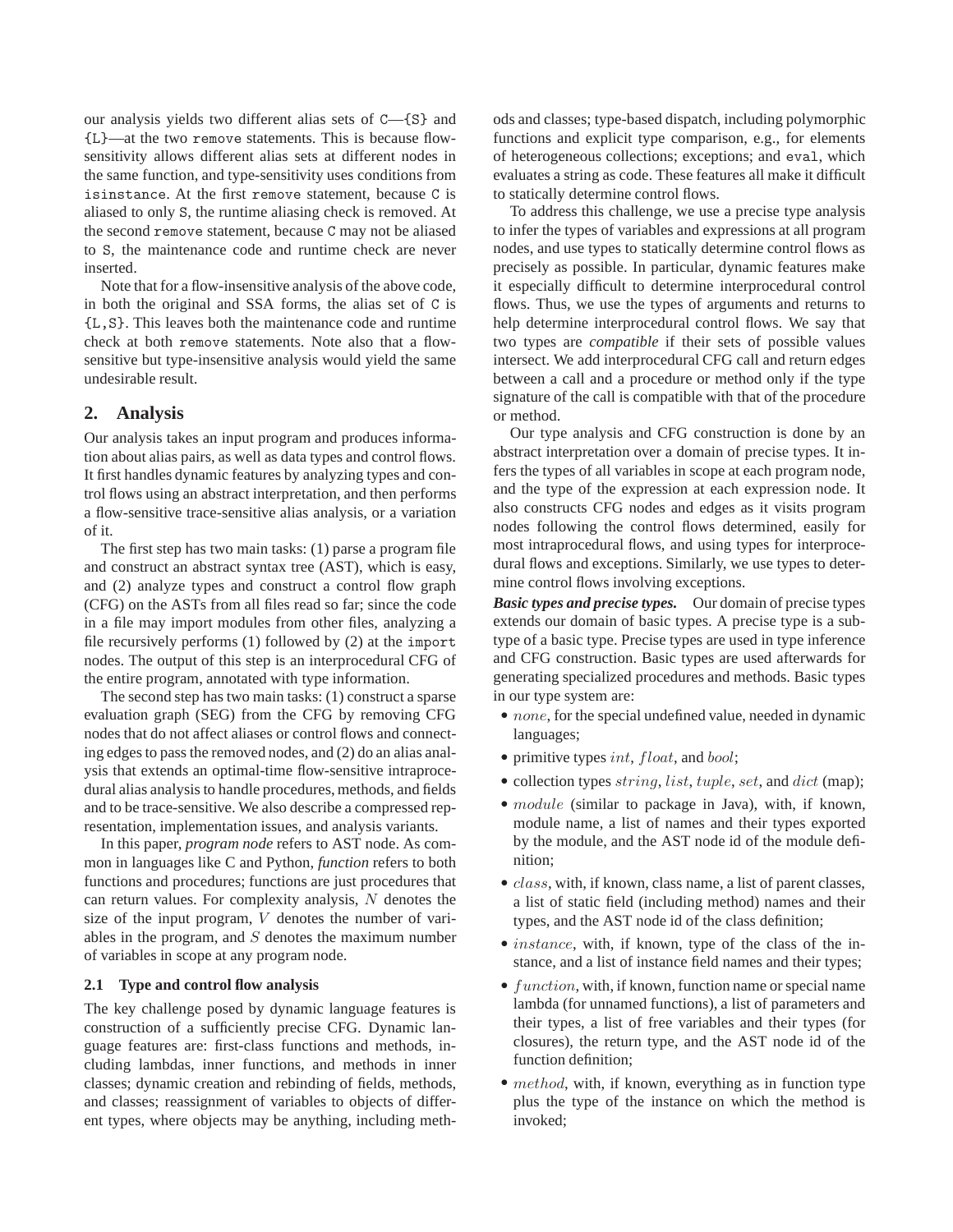our analysis yields two different alias sets of C—{S} and {L}—at the two remove statements. This is because flow-sensitivity allows different alias sets at different nodes in the same function, and type-sensitivity uses conditions from isinstance. At the first remove statement, because C is aliased to only S, the runtime aliasing check is removed. At the second remove statement, because C may not be aliased to S, the maintenance code and runtime check are never inserted.

Note that for a flow-insensitive analysis of the above code, in both the original and SSA forms, the alias set of C is {L,S}. This leaves both the maintenance code and runtime check at both remove statements. Note also that a flow-sensitive but type-insensitive analysis would yield the same undesirable result.

## 2. Analysis

Our analysis takes an input program and produces information about alias pairs, as well as data types and control flows. It first handles dynamic features by analyzing types and control flows using an abstract interpretation, and then performs a flow-sensitive trace-sensitive alias analysis, or a variation of it.

The first step has two main tasks: (1) parse a program file and construct an abstract syntax tree (AST), which is easy, and (2) analyze types and construct a control flow graph (CFG) on the ASTs from all files read so far; since the code in a file may import modules from other files, analyzing a file recursively performs (1) followed by (2) at the import nodes. The output of this step is an interprocedural CFG of the entire program, annotated with type information.

The second step has two main tasks: (1) construct a sparse evaluation graph (SEG) from the CFG by removing CFG nodes that do not affect aliases or control flows and connecting edges to pass the removed nodes, and (2) do an alias analysis that extends an optimal-time flow-sensitive intraprocedural alias analysis to handle procedures, methods, and fields and to be trace-sensitive. We also describe a compressed representation, implementation issues, and analysis variants.

In this paper, *program node* refers to AST node. As common in languages like C and Python, *function* refers to both functions and procedures; functions are just procedures that can return values. For complexity analysis, $N$ denotes the size of the input program, $V$ denotes the number of variables in the program, and $S$ denotes the maximum number of variables in scope at any program node.

### 2.1 Type and control flow analysis

The key challenge posed by dynamic language features is construction of a sufficiently precise CFG. Dynamic language features are: first-class functions and methods, including lambdas, inner functions, and methods in inner classes; dynamic creation and rebinding of fields, methods, and classes; reassignment of variables to objects of different types, where objects may be anything, including methods and classes; type-based dispatch, including polymorphic functions and explicit type comparison, e.g., for elements of heterogeneous collections; exceptions; and eval, which evaluates a string as code. These features all make it difficult to statically determine control flows.

To address this challenge, we use a precise type analysis to infer the types of variables and expressions at all program nodes, and use types to statically determine control flows as precisely as possible. In particular, dynamic features make it especially difficult to determine interprocedural control flows. Thus, we use the types of arguments and returns to help determine interprocedural control flows. We say that two types are *compatible* if their sets of possible values intersect. We add interprocedural CFG call and return edges between a call and a procedure or method only if the type signature of the call is compatible with that of the procedure or method.

Our type analysis and CFG construction is done by an abstract interpretation over a domain of precise types. It infers the types of all variables in scope at each program node, and the type of the expression at each expression node. It also constructs CFG nodes and edges as it visits program nodes following the control flows determined, easily for most intraprocedural flows, and using types for interprocedural flows and exceptions. Similarly, we use types to determine control flows involving exceptions.

***Basic types and precise types.*** Our domain of precise types extends our domain of basic types. A precise type is a subtype of a basic type. Precise types are used in type inference and CFG construction. Basic types are used afterwards for generating specialized procedures and methods. Basic types in our type system are:

- $none$, for the special undefined value, needed in dynamic languages;
- primitive types $int$, $float$, and $bool$;
- collection types $string$, $list$, $tuple$, $set$, and $dict$ (map);
- $module$ (similar to package in Java), with, if known, module name, a list of names and their types exported by the module, and the AST node id of the module definition;
- $class$, with, if known, class name, a list of parent classes, a list of static field (including method) names and their types, and the AST node id of the class definition;
- $instance$, with, if known, type of the class of the instance, and a list of instance field names and their types;
- $function$, with, if known, function name or special name lambda (for unnamed functions), a list of parameters and their types, a list of free variables and their types (for closures), the return type, and the AST node id of the function definition;
- $method$, with, if known, everything as in function type plus the type of the instance on which the method is invoked;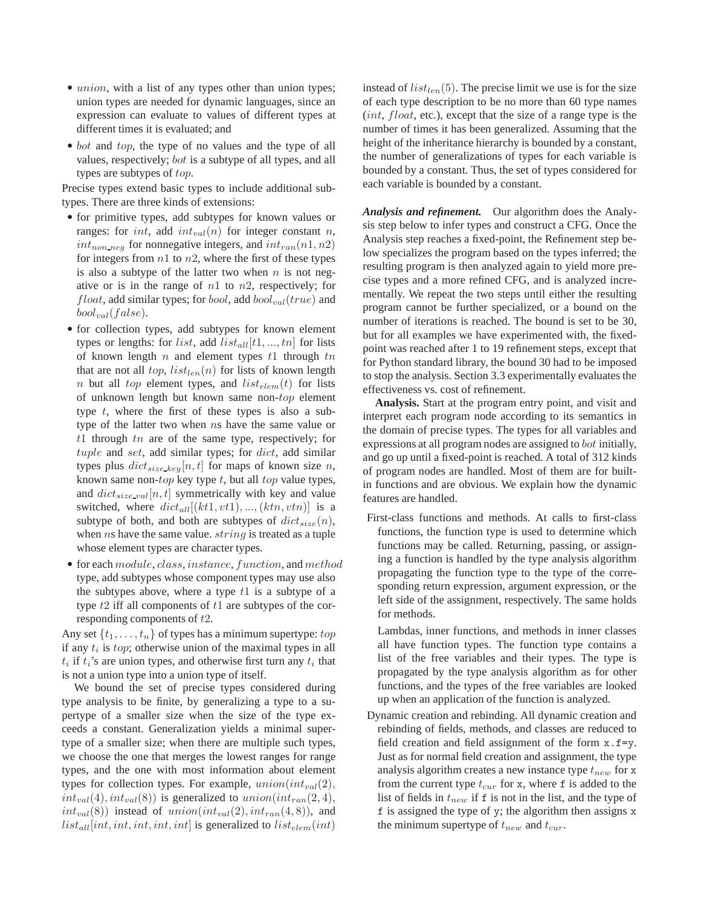- $union$, with a list of any types other than union types; union types are needed for dynamic languages, since an expression can evaluate to values of different types at different times it is evaluated; and
- $bot$ and $top$, the type of no values and the type of all values, respectively; $bot$ is a subtype of all types, and all types are subtypes of $top$.

Precise types extend basic types to include additional subtypes. There are three kinds of extensions:

- for primitive types, add subtypes for known values or ranges: for $int$, add $int_{val}(n)$ for integer constant $n$, $int_{non\_neg}$ for nonnegative integers, and $int_{ran}(n1, n2)$ for integers from $n1$ to $n2$, where the first of these types is also a subtype of the latter two when $n$ is not negative or is in the range of $n1$ to $n2$, respectively; for $float$, add similar types; for $bool$, add $bool_{val}(true)$ and $bool_{val}(false)$.
- for collection types, add subtypes for known element types or lengths: for $list$, add $list_{all}[t1, ..., tn]$ for lists of known length $n$ and element types $t1$ through $tn$ that are not all $top$, $list_{len}(n)$ for lists of known length $n$ but all $top$ element types, and $list_{elem}(t)$ for lists of unknown length but known same non-$top$ element type $t$, where the first of these types is also a subtype of the latter two when $n$s have the same value or $t1$ through $tn$ are of the same type, respectively; for $tuple$ and $set$, add similar types; for $dict$, add similar types plus $dict_{size\_key}[n, t]$ for maps of known size $n$, known same non-$top$ key type $t$, but all $top$ value types, and $dict_{size\_val}[n, t]$ symmetrically with key and value switched, where $dict_{all}[(kt1, vt1), ..., (ktn, vtn)]$ is a subtype of both, and both are subtypes of $dict_{size}(n)$, when $n$s have the same value. $string$ is treated as a tuple whose element types are character types.
- for each $module$, $class$, $instance$, $function$, and $method$ type, add subtypes whose component types may use also the subtypes above, where a type $t1$ is a subtype of a type $t2$ iff all components of $t1$ are subtypes of the corresponding components of $t2$.

Any set $\{t_1, \ldots, t_n\}$ of types has a minimum supertype: $top$ if any $t_i$ is $top$; otherwise union of the maximal types in all $t_i$ if $t_i$'s are union types, and otherwise first turn any $t_i$ that is not a union type into a union type of itself.

We bound the set of precise types considered during type analysis to be finite, by generalizing a type to a supertype of a smaller size when the size of the type exceeds a constant. Generalization yields a minimal supertype of a smaller size; when there are multiple such types, we choose the one that merges the lowest ranges for range types, and the one with most information about element types for collection types. For example, $union(int_{val}(2), int_{val}(4), int_{val}(8))$ is generalized to $union(int_{ran}(2, 4), int_{val}(8))$ instead of $union(int_{val}(2), int_{ran}(4, 8))$, and $list_{all}[int, int, int, int, int]$ is generalized to $list_{elem}(int)$ instead of $list_{len}(5)$. The precise limit we use is for the size of each type description to be no more than 60 type names ($int$, $float$, etc.), except that the size of a range type is the number of times it has been generalized. Assuming that the height of the inheritance hierarchy is bounded by a constant, the number of generalizations of types for each variable is bounded by a constant. Thus, the set of types considered for each variable is bounded by a constant.

***Analysis and refinement.*** Our algorithm does the Analysis step below to infer types and construct a CFG. Once the Analysis step reaches a fixed-point, the Refinement step below specializes the program based on the types inferred; the resulting program is then analyzed again to yield more precise types and a more refined CFG, and is analyzed incrementally. We repeat the two steps until either the resulting program cannot be further specialized, or a bound on the number of iterations is reached. The bound is set to be 30, but for all examples we have experimented with, the fixed-point was reached after 1 to 19 refinement steps, except that for Python standard library, the bound 30 had to be imposed to stop the analysis. Section 3.3 experimentally evaluates the effectiveness vs. cost of refinement.

**Analysis.** Start at the program entry point, and visit and interpret each program node according to its semantics in the domain of precise types. The types for all variables and expressions at all program nodes are assigned to $bot$ initially, and go up until a fixed-point is reached. A total of 312 kinds of program nodes are handled. Most of them are for built-in functions and are obvious. We explain how the dynamic features are handled.

First-class functions and methods. At calls to first-class functions, the function type is used to determine which functions may be called. Returning, passing, or assigning a function is handled by the type analysis algorithm propagating the function type to the type of the corresponding return expression, argument expression, or the left side of the assignment, respectively. The same holds for methods.

Lambdas, inner functions, and methods in inner classes all have function types. The function type contains a list of the free variables and their types. The type is propagated by the type analysis algorithm as for other functions, and the types of the free variables are looked up when an application of the function is analyzed.

Dynamic creation and rebinding. All dynamic creation and rebinding of fields, methods, and classes are reduced to field creation and field assignment of the form `x.f=y`. Just as for normal field creation and assignment, the type analysis algorithm creates a new instance type $t_{new}$ for `x` from the current type $t_{cur}$ for `x`, where `f` is added to the list of fields in $t_{new}$ if `f` is not in the list, and the type of `f` is assigned the type of `y`; the algorithm then assigns `x` the minimum supertype of $t_{new}$ and $t_{cur}$.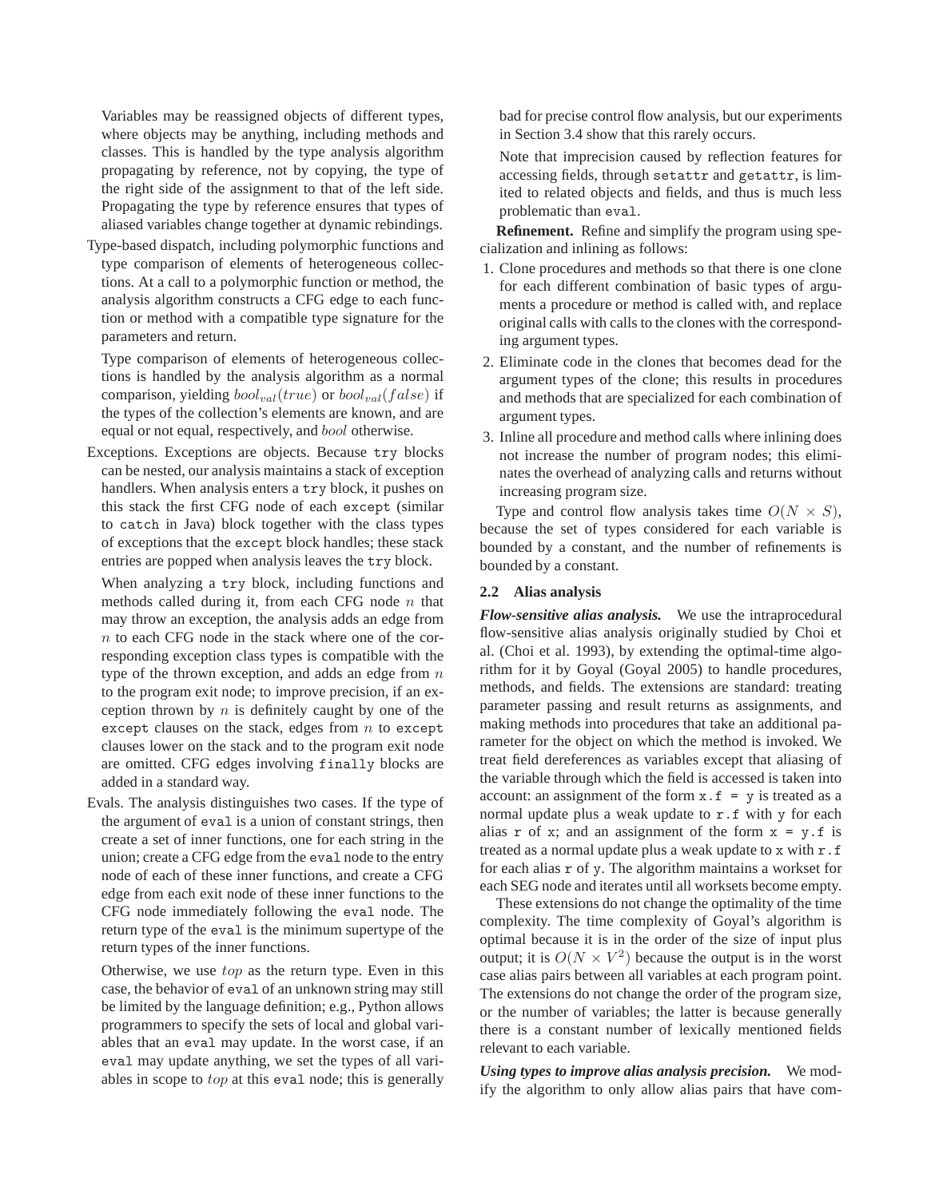Variables may be reassigned objects of different types, where objects may be anything, including methods and classes. This is handled by the type analysis algorithm propagating by reference, not by copying, the type of the right side of the assignment to that of the left side. Propagating the type by reference ensures that types of aliased variables change together at dynamic rebindings.

Type-based dispatch, including polymorphic functions and type comparison of elements of heterogeneous collections. At a call to a polymorphic function or method, the analysis algorithm constructs a CFG edge to each function or method with a compatible type signature for the parameters and return.

Type comparison of elements of heterogeneous collections is handled by the analysis algorithm as a normal comparison, yielding $bool_{val}(true)$ or $bool_{val}(false)$ if the types of the collection's elements are known, and are equal or not equal, respectively, and $bool$ otherwise.

Exceptions. Exceptions are objects. Because `try` blocks can be nested, our analysis maintains a stack of exception handlers. When analysis enters a `try` block, it pushes on this stack the first CFG node of each `except` (similar to `catch` in Java) block together with the class types of exceptions that the `except` block handles; these stack entries are popped when analysis leaves the `try` block.

When analyzing a `try` block, including functions and methods called during it, from each CFG node $n$ that may throw an exception, the analysis adds an edge from $n$ to each CFG node in the stack where one of the corresponding exception class types is compatible with the type of the thrown exception, and adds an edge from $n$ to the program exit node; to improve precision, if an exception thrown by $n$ is definitely caught by one of the `except` clauses on the stack, edges from $n$ to `except` clauses lower on the stack and to the program exit node are omitted. CFG edges involving `finally` blocks are added in a standard way.

Evals. The analysis distinguishes two cases. If the type of the argument of `eval` is a union of constant strings, then create a set of inner functions, one for each string in the union; create a CFG edge from the `eval` node to the entry node of each of these inner functions, and create a CFG edge from each exit node of these inner functions to the CFG node immediately following the `eval` node. The return type of the `eval` is the minimum supertype of the return types of the inner functions.

Otherwise, we use $top$ as the return type. Even in this case, the behavior of `eval` of an unknown string may still be limited by the language definition; e.g., Python allows programmers to specify the sets of local and global variables that an `eval` may update. In the worst case, if an `eval` may update anything, we set the types of all variables in scope to $top$ at this `eval` node; this is generally bad for precise control flow analysis, but our experiments in Section 3.4 show that this rarely occurs.

Note that imprecision caused by reflection features for accessing fields, through `setattr` and `getattr`, is limited to related objects and fields, and thus is much less problematic than `eval`.

**Refinement.** Refine and simplify the program using specialization and inlining as follows:

1. Clone procedures and methods so that there is one clone for each different combination of basic types of arguments a procedure or method is called with, and replace original calls with calls to the clones with the corresponding argument types.
2. Eliminate code in the clones that becomes dead for the argument types of the clone; this results in procedures and methods that are specialized for each combination of argument types.
3. Inline all procedure and method calls where inlining does not increase the number of program nodes; this eliminates the overhead of analyzing calls and returns without increasing program size.

Type and control flow analysis takes time $O(N \times S)$, because the set of types considered for each variable is bounded by a constant, and the number of refinements is bounded by a constant.

### 2.2 Alias analysis

***Flow-sensitive alias analysis.*** We use the intraprocedural flow-sensitive alias analysis originally studied by Choi et al. (Choi et al. 1993), by extending the optimal-time algorithm for it by Goyal (Goyal 2005) to handle procedures, methods, and fields. The extensions are standard: treating parameter passing and result returns as assignments, and making methods into procedures that take an additional parameter for the object on which the method is invoked. We treat field dereferences as variables except that aliasing of the variable through which the field is accessed is taken into account: an assignment of the form `x.f = y` is treated as a normal update plus a weak update to `r.f` with `y` for each alias `r` of `x`; and an assignment of the form `x = y.f` is treated as a normal update plus a weak update to `x` with `r.f` for each alias `r` of `y`. The algorithm maintains a workset for each SEG node and iterates until all worksets become empty.

These extensions do not change the optimality of the time complexity. The time complexity of Goyal's algorithm is optimal because it is in the order of the size of input plus output; it is $O(N \times V^2)$ because the output is in the worst case alias pairs between all variables at each program point. The extensions do not change the order of the program size, or the number of variables; the latter is because generally there is a constant number of lexically mentioned fields relevant to each variable.

***Using types to improve alias analysis precision.*** We modify the algorithm to only allow alias pairs that have com-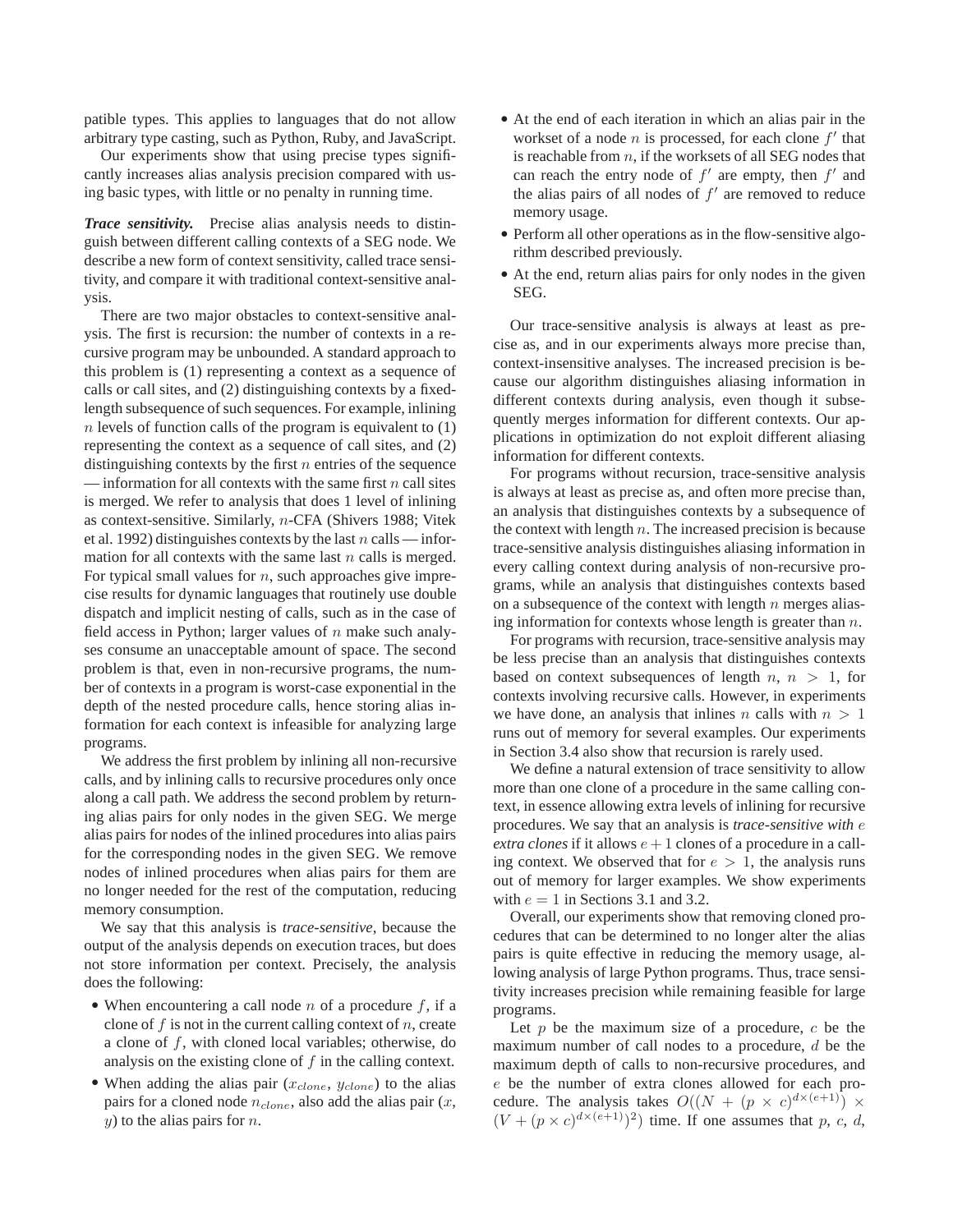patible types. This applies to languages that do not allow arbitrary type casting, such as Python, Ruby, and JavaScript.

Our experiments show that using precise types significantly increases alias analysis precision compared with using basic types, with little or no penalty in running time.

***Trace sensitivity.*** Precise alias analysis needs to distinguish between different calling contexts of a SEG node. We describe a new form of context sensitivity, called trace sensitivity, and compare it with traditional context-sensitive analysis.

There are two major obstacles to context-sensitive analysis. The first is recursion: the number of contexts in a recursive program may be unbounded. A standard approach to this problem is (1) representing a context as a sequence of calls or call sites, and (2) distinguishing contexts by a fixed-length subsequence of such sequences. For example, inlining $n$ levels of function calls of the program is equivalent to (1) representing the context as a sequence of call sites, and (2) distinguishing contexts by the first $n$ entries of the sequence — information for all contexts with the same first $n$ call sites is merged. We refer to analysis that does 1 level of inlining as context-sensitive. Similarly, $n$-CFA (Shivers 1988; Vitek et al. 1992) distinguishes contexts by the last $n$ calls — information for all contexts with the same last $n$ calls is merged. For typical small values for $n$, such approaches give imprecise results for dynamic languages that routinely use double dispatch and implicit nesting of calls, such as in the case of field access in Python; larger values of $n$ make such analyses consume an unacceptable amount of space. The second problem is that, even in non-recursive programs, the number of contexts in a program is worst-case exponential in the depth of the nested procedure calls, hence storing alias information for each context is infeasible for analyzing large programs.

We address the first problem by inlining all non-recursive calls, and by inlining calls to recursive procedures only once along a call path. We address the second problem by returning alias pairs for only nodes in the given SEG. We merge alias pairs for nodes of the inlined procedures into alias pairs for the corresponding nodes in the given SEG. We remove nodes of inlined procedures when alias pairs for them are no longer needed for the rest of the computation, reducing memory consumption.

We say that this analysis is *trace-sensitive*, because the output of the analysis depends on execution traces, but does not store information per context. Precisely, the analysis does the following:

- When encountering a call node $n$ of a procedure $f$, if a clone of $f$ is not in the current calling context of $n$, create a clone of $f$, with cloned local variables; otherwise, do analysis on the existing clone of $f$ in the calling context.
- When adding the alias pair ($x_{clone}$, $y_{clone}$) to the alias pairs for a cloned node $n_{clone}$, also add the alias pair ($x$, $y$) to the alias pairs for $n$.
- At the end of each iteration in which an alias pair in the workset of a node $n$ is processed, for each clone $f'$ that is reachable from $n$, if the worksets of all SEG nodes that can reach the entry node of $f'$ are empty, then $f'$ and the alias pairs of all nodes of $f'$ are removed to reduce memory usage.
- Perform all other operations as in the flow-sensitive algorithm described previously.
- At the end, return alias pairs for only nodes in the given SEG.

Our trace-sensitive analysis is always at least as precise as, and in our experiments always more precise than, context-insensitive analyses. The increased precision is because our algorithm distinguishes aliasing information in different contexts during analysis, even though it subsequently merges information for different contexts. Our applications in optimization do not exploit different aliasing information for different contexts.

For programs without recursion, trace-sensitive analysis is always at least as precise as, and often more precise than, an analysis that distinguishes contexts by a subsequence of the context with length $n$. The increased precision is because trace-sensitive analysis distinguishes aliasing information in every calling context during analysis of non-recursive programs, while an analysis that distinguishes contexts based on a subsequence of the context with length $n$ merges aliasing information for contexts whose length is greater than $n$.

For programs with recursion, trace-sensitive analysis may be less precise than an analysis that distinguishes contexts based on context subsequences of length $n$, $n > 1$, for contexts involving recursive calls. However, in experiments we have done, an analysis that inlines $n$ calls with $n > 1$ runs out of memory for several examples. Our experiments in Section 3.4 also show that recursion is rarely used.

We define a natural extension of trace sensitivity to allow more than one clone of a procedure in the same calling context, in essence allowing extra levels of inlining for recursive procedures. We say that an analysis is *trace-sensitive with $e$ extra clones* if it allows $e+1$ clones of a procedure in a calling context. We observed that for $e > 1$, the analysis runs out of memory for larger examples. We show experiments with $e = 1$ in Sections 3.1 and 3.2.

Overall, our experiments show that removing cloned procedures that can be determined to no longer alter the alias pairs is quite effective in reducing the memory usage, allowing analysis of large Python programs. Thus, trace sensitivity increases precision while remaining feasible for large programs.

Let $p$ be the maximum size of a procedure, $c$ be the maximum number of call nodes to a procedure, $d$ be the maximum depth of calls to non-recursive procedures, and $e$ be the number of extra clones allowed for each procedure. The analysis takes $O((N + (p \times c)^{d\times(e+1)}) \times (V + (p \times c)^{d\times(e+1)})^2)$ time. If one assumes that $p$, $c$, $d$,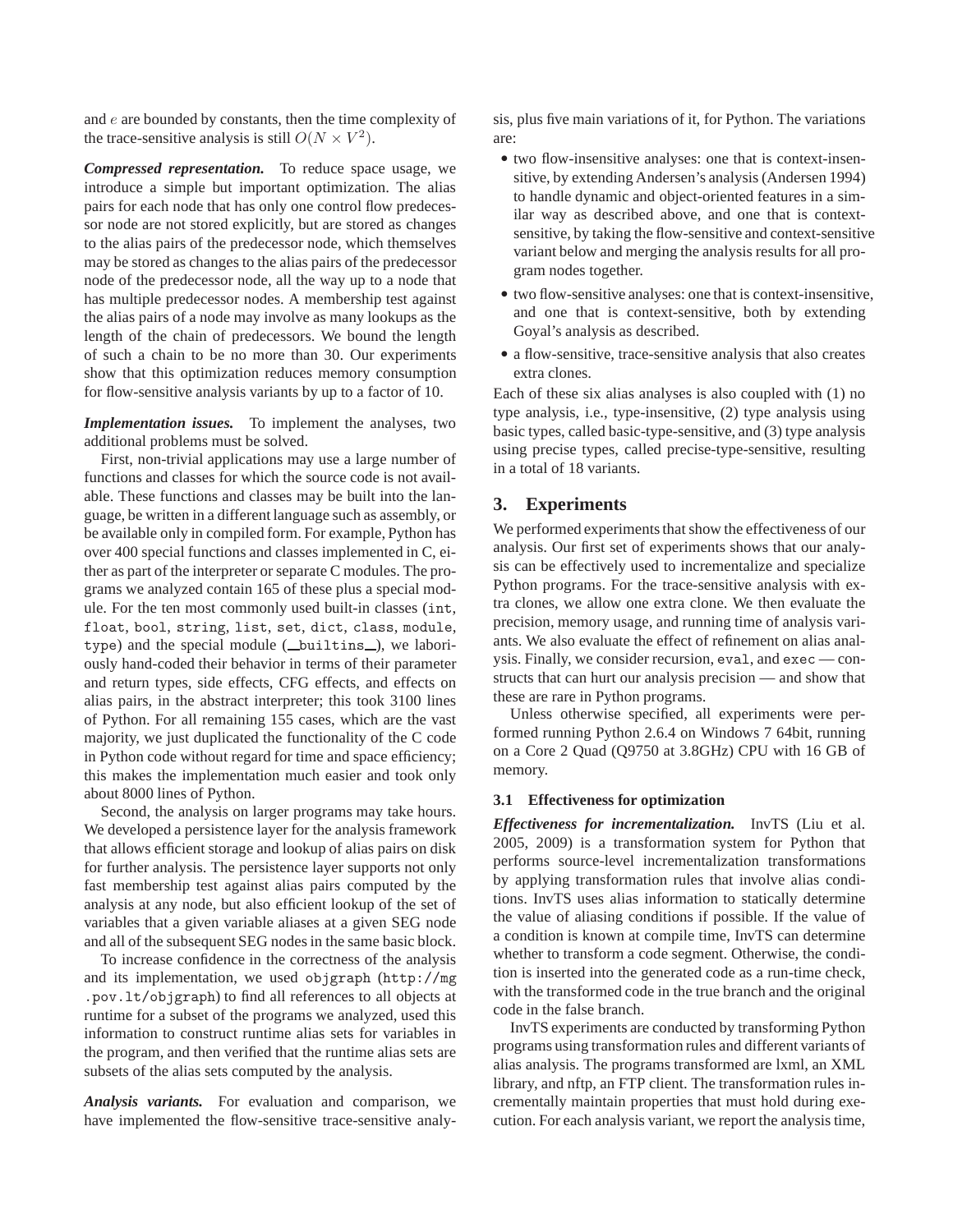and $e$ are bounded by constants, then the time complexity of the trace-sensitive analysis is still $O(N \times V^2)$.

***Compressed representation.*** To reduce space usage, we introduce a simple but important optimization. The alias pairs for each node that has only one control flow predecessor node are not stored explicitly, but are stored as changes to the alias pairs of the predecessor node, which themselves may be stored as changes to the alias pairs of the predecessor node of the predecessor node, all the way up to a node that has multiple predecessor nodes. A membership test against the alias pairs of a node may involve as many lookups as the length of the chain of predecessors. We bound the length of such a chain to be no more than 30. Our experiments show that this optimization reduces memory consumption for flow-sensitive analysis variants by up to a factor of 10.

***Implementation issues.*** To implement the analyses, two additional problems must be solved.

First, non-trivial applications may use a large number of functions and classes for which the source code is not available. These functions and classes may be built into the language, be written in a different language such as assembly, or be available only in compiled form. For example, Python has over 400 special functions and classes implemented in C, either as part of the interpreter or separate C modules. The programs we analyzed contain 165 of these plus a special module. For the ten most commonly used built-in classes (`int`, `float`, `bool`, `string`, `list`, `set`, `dict`, `class`, `module`, `type`) and the special module (`__builtins__`), we laboriously hand-coded their behavior in terms of their parameter and return types, side effects, CFG effects, and effects on alias pairs, in the abstract interpreter; this took 3100 lines of Python. For all remaining 155 cases, which are the vast majority, we just duplicated the functionality of the C code in Python code without regard for time and space efficiency; this makes the implementation much easier and took only about 8000 lines of Python.

Second, the analysis on larger programs may take hours. We developed a persistence layer for the analysis framework that allows efficient storage and lookup of alias pairs on disk for further analysis. The persistence layer supports not only fast membership test against alias pairs computed by the analysis at any node, but also efficient lookup of the set of variables that a given variable aliases at a given SEG node and all of the subsequent SEG nodes in the same basic block.

To increase confidence in the correctness of the analysis and its implementation, we used objgraph (`http://mg.pov.lt/objgraph`) to find all references to all objects at runtime for a subset of the programs we analyzed, used this information to construct runtime alias sets for variables in the program, and then verified that the runtime alias sets are subsets of the alias sets computed by the analysis.

***Analysis variants.*** For evaluation and comparison, we have implemented the flow-sensitive trace-sensitive analysis, plus five main variations of it, for Python. The variations are:

- two flow-insensitive analyses: one that is context-insensitive, by extending Andersen's analysis (Andersen 1994) to handle dynamic and object-oriented features in a similar way as described above, and one that is context-sensitive, by taking the flow-sensitive and context-sensitive variant below and merging the analysis results for all program nodes together.
- two flow-sensitive analyses: one that is context-insensitive, and one that is context-sensitive, both by extending Goyal's analysis as described.
- a flow-sensitive, trace-sensitive analysis that also creates extra clones.

Each of these six alias analyses is also coupled with (1) no type analysis, i.e., type-insensitive, (2) type analysis using basic types, called basic-type-sensitive, and (3) type analysis using precise types, called precise-type-sensitive, resulting in a total of 18 variants.

## 3. Experiments

We performed experiments that show the effectiveness of our analysis. Our first set of experiments shows that our analysis can be effectively used to incrementalize and specialize Python programs. For the trace-sensitive analysis with extra clones, we allow one extra clone. We then evaluate the precision, memory usage, and running time of analysis variants. We also evaluate the effect of refinement on alias analysis. Finally, we consider recursion, `eval`, and `exec` — constructs that can hurt our analysis precision — and show that these are rare in Python programs.

Unless otherwise specified, all experiments were performed running Python 2.6.4 on Windows 7 64bit, running on a Core 2 Quad (Q9750 at 3.8GHz) CPU with 16 GB of memory.

### 3.1 Effectiveness for optimization

***Effectiveness for incrementalization.*** InvTS (Liu et al. 2005, 2009) is a transformation system for Python that performs source-level incrementalization transformations by applying transformation rules that involve alias conditions. InvTS uses alias information to statically determine the value of aliasing conditions if possible. If the value of a condition is known at compile time, InvTS can determine whether to transform a code segment. Otherwise, the condition is inserted into the generated code as a run-time check, with the transformed code in the true branch and the original code in the false branch.

InvTS experiments are conducted by transforming Python programs using transformation rules and different variants of alias analysis. The programs transformed are lxml, an XML library, and nftp, an FTP client. The transformation rules incrementally maintain properties that must hold during execution. For each analysis variant, we report the analysis time,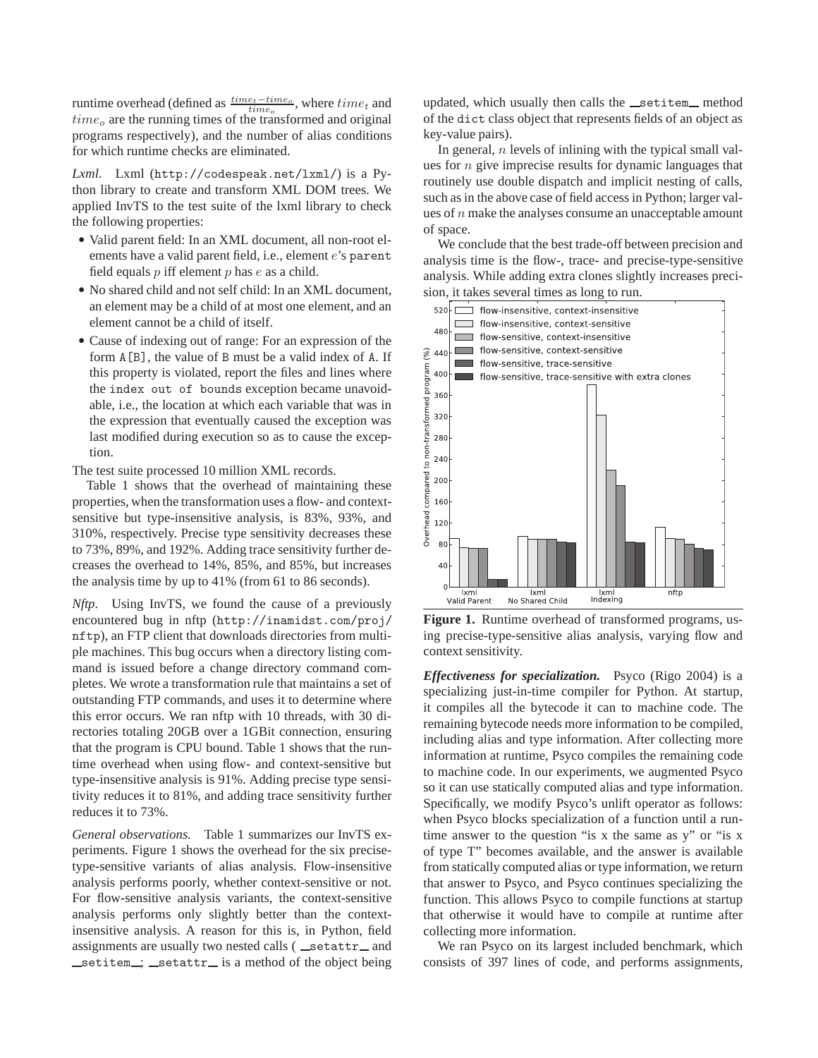runtime overhead (defined as $\frac{time_t - time_o}{time_o}$, where $time_t$ and $time_o$ are the running times of the transformed and original programs respectively), and the number of alias conditions for which runtime checks are eliminated.

*Lxml.* Lxml (`http://codespeak.net/lxml/`) is a Python library to create and transform XML DOM trees. We applied InvTS to the test suite of the lxml library to check the following properties:

- Valid parent field: In an XML document, all non-root elements have a valid parent field, i.e., element $e$'s `parent` field equals $p$ iff element $p$ has $e$ as a child.
- No shared child and not self child: In an XML document, an element may be a child of at most one element, and an element cannot be a child of itself.
- Cause of indexing out of range: For an expression of the form `A[B]`, the value of `B` must be a valid index of `A`. If this property is violated, report the files and lines where the `index out of bounds` exception became unavoidable, i.e., the location at which each variable that was in the expression that eventually caused the exception was last modified during execution so as to cause the exception.

The test suite processed 10 million XML records.

Table 1 shows that the overhead of maintaining these properties, when the transformation uses a flow- and context-sensitive but type-insensitive analysis, is 83%, 93%, and 310%, respectively. Precise type sensitivity decreases these to 73%, 89%, and 192%. Adding trace sensitivity further decreases the overhead to 14%, 85%, and 85%, but increases the analysis time by up to 41% (from 61 to 86 seconds).

*Nftp.* Using InvTS, we found the cause of a previously encountered bug in nftp (`http://inamidst.com/proj/nftp`), an FTP client that downloads directories from multiple machines. This bug occurs when a directory listing command is issued before a change directory command completes. We wrote a transformation rule that maintains a set of outstanding FTP commands, and uses it to determine where this error occurs. We ran nftp with 10 threads, with 30 directories totaling 20GB over a 1GBit connection, ensuring that the program is CPU bound. Table 1 shows that the runtime overhead when using flow- and context-sensitive but type-insensitive analysis is 91%. Adding precise type sensitivity reduces it to 81%, and adding trace sensitivity further reduces it to 73%.

*General observations.* Table 1 summarizes our InvTS experiments. Figure 1 shows the overhead for the six precise-type-sensitive variants of alias analysis. Flow-insensitive analysis performs poorly, whether context-sensitive or not. For flow-sensitive analysis variants, the context-sensitive analysis performs only slightly better than the context-insensitive analysis. A reason for this is, in Python, field assignments are usually two nested calls ( `__setattr__` and `__setitem__`; `__setattr__` is a method of the object being updated, which usually then calls the `__setitem__` method of the `dict` class object that represents fields of an object as key-value pairs).

In general, $n$ levels of inlining with the typical small values for $n$ give imprecise results for dynamic languages that routinely use double dispatch and implicit nesting of calls, such as in the above case of field access in Python; larger values of $n$ make the analyses consume an unacceptable amount of space.

We conclude that the best trade-off between precision and analysis time is the flow-, trace- and precise-type-sensitive analysis. While adding extra clones slightly increases precision, it takes several times as long to run.

**Figure 1.** Runtime overhead of transformed programs, using precise-type-sensitive alias analysis, varying flow and context sensitivity.

***Effectiveness for specialization.*** Psyco (Rigo 2004) is a specializing just-in-time compiler for Python. At startup, it compiles all the bytecode it can to machine code. The remaining bytecode needs more information to be compiled, including alias and type information. After collecting more information at runtime, Psyco compiles the remaining code to machine code. In our experiments, we augmented Psyco so it can use statically computed alias and type information. Specifically, we modify Psyco's unlift operator as follows: when Psyco blocks specialization of a function until a runtime answer to the question "is x the same as y" or "is x of type T" becomes available, and the answer is available from statically computed alias or type information, we return that answer to Psyco, and Psyco continues specializing the function. This allows Psyco to compile functions at startup that otherwise it would have to compile at runtime after collecting more information.

We ran Psyco on its largest included benchmark, which consists of 397 lines of code, and performs assignments,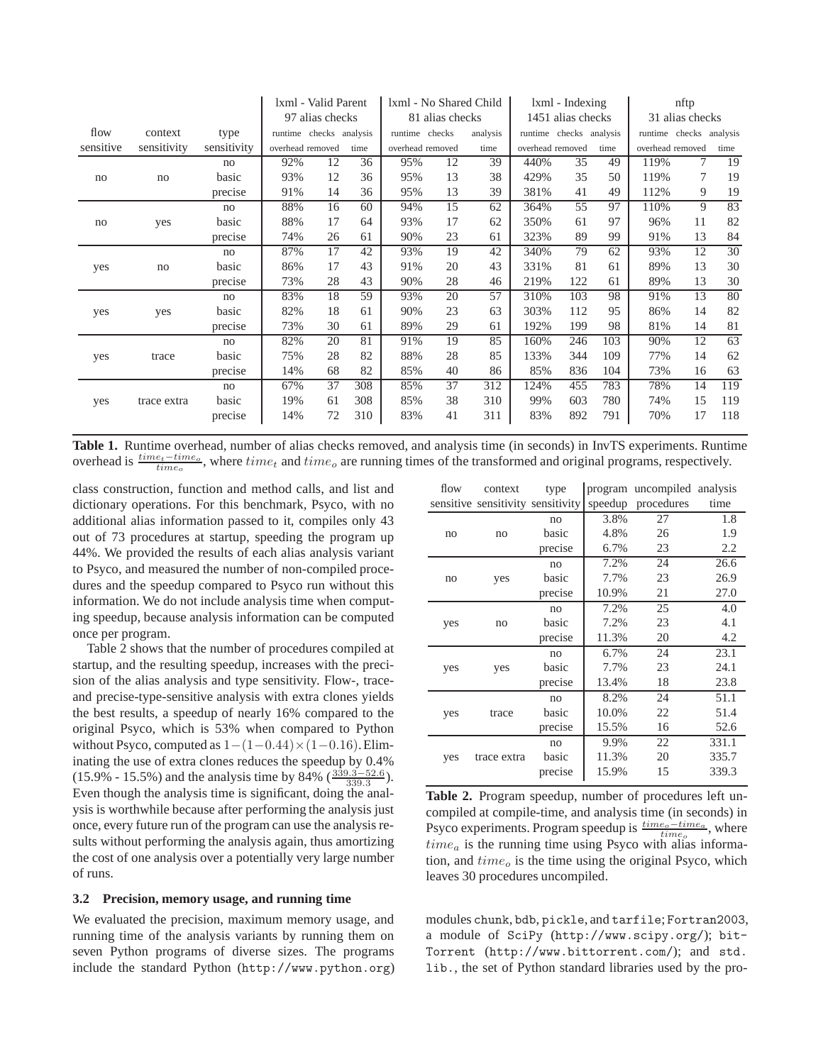| flow sensitive | context sensitivity | type sensitivity | lxml - Valid Parent 97 alias checks runtime overhead | | | lxml - No Shared Child 81 alias checks runtime overhead | | | lxml - Indexing 1451 alias checks runtime overhead | | | nftp 31 alias checks runtime overhead | | |
|---|---|---|---|---|---|---|---|---|---|---|---|---|---|---|
| | | | runtime overhead | checks removed | analysis time | runtime overhead | checks removed | analysis time | runtime overhead | checks removed | analysis time | runtime overhead | checks removed | analysis time |
| no | no | no | 92% | 12 | 36 | 95% | 12 | 39 | 440% | 35 | 49 | 119% | 7 | 19 |
| | | basic | 93% | 12 | 36 | 95% | 13 | 38 | 429% | 35 | 50 | 119% | 7 | 19 |
| | | precise | 91% | 14 | 36 | 95% | 13 | 39 | 381% | 41 | 49 | 112% | 9 | 19 |
| no | yes | no | 88% | 16 | 60 | 94% | 15 | 62 | 364% | 55 | 97 | 110% | 9 | 83 |
| | | basic | 88% | 17 | 64 | 93% | 17 | 62 | 350% | 61 | 97 | 96% | 11 | 82 |
| | | precise | 74% | 26 | 61 | 90% | 23 | 61 | 323% | 89 | 99 | 91% | 13 | 84 |
| yes | no | no | 87% | 17 | 42 | 93% | 19 | 42 | 340% | 79 | 62 | 93% | 12 | 30 |
| | | basic | 86% | 17 | 43 | 91% | 20 | 43 | 331% | 81 | 61 | 89% | 13 | 30 |
| | | precise | 73% | 28 | 43 | 90% | 28 | 46 | 219% | 122 | 61 | 89% | 13 | 30 |
| yes | yes | no | 83% | 18 | 59 | 93% | 20 | 57 | 310% | 103 | 98 | 91% | 13 | 80 |
| | | basic | 82% | 18 | 61 | 90% | 23 | 63 | 303% | 112 | 95 | 86% | 14 | 82 |
| | | precise | 73% | 30 | 61 | 89% | 29 | 61 | 192% | 199 | 98 | 81% | 14 | 81 |
| yes | trace | no | 82% | 20 | 81 | 91% | 19 | 85 | 160% | 246 | 103 | 90% | 12 | 63 |
| | | basic | 75% | 28 | 82 | 88% | 28 | 85 | 133% | 344 | 109 | 77% | 14 | 62 |
| | | precise | 14% | 68 | 82 | 85% | 40 | 86 | 85% | 836 | 104 | 73% | 16 | 63 |
| yes | trace extra | no | 67% | 37 | 308 | 85% | 37 | 312 | 124% | 455 | 783 | 78% | 14 | 119 |
| | | basic | 19% | 61 | 308 | 85% | 38 | 310 | 99% | 603 | 780 | 74% | 15 | 119 |
| | | precise | 14% | 72 | 310 | 83% | 41 | 311 | 83% | 892 | 791 | 70% | 17 | 118 |

**Table 1.** Runtime overhead, number of alias checks removed, and analysis time (in seconds) in InvTS experiments. Runtime overhead is $\frac{time_t - time_o}{time_o}$, where $time_t$ and $time_o$ are running times of the transformed and original programs, respectively.

class construction, function and method calls, and list and dictionary operations. For this benchmark, Psyco, with no additional alias information passed to it, compiles only 43 out of 73 procedures at startup, speeding the program up 44%. We provided the results of each alias analysis variant to Psyco, and measured the number of non-compiled procedures and the speedup compared to Psyco run without this information. We do not include analysis time when computing speedup, because analysis information can be computed once per program.

Table 2 shows that the number of procedures compiled at startup, and the resulting speedup, increases with the precision of the alias analysis and type sensitivity. Flow-, trace- and precise-type-sensitive analysis with extra clones yields the best results, a speedup of nearly 16% compared to the original Psyco, which is 53% when compared to Python without Psyco, computed as $1-(1-0.44)\times(1-0.16)$. Eliminating the use of extra clones reduces the speedup by 0.4% (15.9% - 15.5%) and the analysis time by 84% ($\frac{339.3-52.6}{339.3}$). Even though the analysis time is significant, doing the analysis is worthwhile because after performing the analysis just once, every future run of the program can use the analysis results without performing the analysis again, thus amortizing the cost of one analysis over a potentially very large number of runs.

| flow sensitive | context sensitivity | type sensitivity | program speedup | uncompiled procedures | analysis time |
|---|---|---|---|---|---|
| no | no | no | 3.8% | 27 | 1.8 |
| | | basic | 4.8% | 26 | 1.9 |
| | | precise | 6.7% | 23 | 2.2 |
| no | yes | no | 7.2% | 24 | 26.6 |
| | | basic | 7.7% | 23 | 26.9 |
| | | precise | 10.9% | 21 | 27.0 |
| yes | no | no | 7.2% | 25 | 4.0 |
| | | basic | 7.2% | 23 | 4.1 |
| | | precise | 11.3% | 20 | 4.2 |
| yes | yes | no | 6.7% | 24 | 23.1 |
| | | basic | 7.7% | 23 | 24.1 |
| | | precise | 13.4% | 18 | 23.8 |
| yes | trace | no | 8.2% | 24 | 51.1 |
| | | basic | 10.0% | 22 | 51.4 |
| | | precise | 15.5% | 16 | 52.6 |
| yes | trace extra | no | 9.9% | 22 | 331.1 |
| | | basic | 11.3% | 20 | 335.7 |
| | | precise | 15.9% | 15 | 339.3 |

**Table 2.** Program speedup, number of procedures left uncompiled at compile-time, and analysis time (in seconds) in Psyco experiments. Program speedup is $\frac{time_o - time_a}{time_o}$, where $time_a$ is the running time using Psyco with alias information, and $time_o$ is the time using the original Psyco, which leaves 30 procedures uncompiled.

### 3.2 Precision, memory usage, and running time

We evaluated the precision, maximum memory usage, and running time of the analysis variants by running them on seven Python programs of diverse sizes. The programs include the standard Python (`http://www.python.org`) modules `chunk`, `bdb`, `pickle`, and `tarfile`; `Fortran2003`, a module of `SciPy` (`http://www.scipy.org/`); `bitTorrent` (`http://www.bittorrent.com/`); and `std. lib.`, the set of Python standard libraries used by the pro-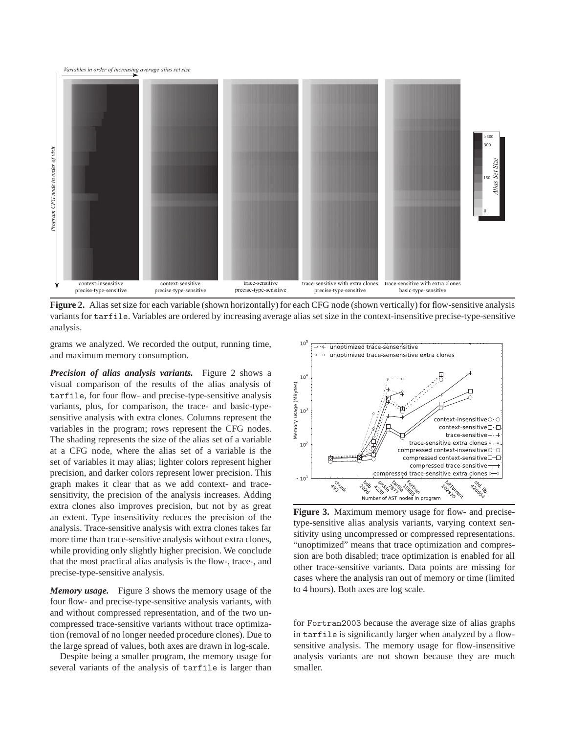**Figure 2.** Alias set size for each variable (shown horizontally) for each CFG node (shown vertically) for flow-sensitive analysis variants for `tarfile`. Variables are ordered by increasing average alias set size in the context-insensitive precise-type-sensitive analysis.

**Figure 3.** Maximum memory usage for flow- and precise-type-sensitive alias analysis variants, varying context sensitivity using uncompressed or compressed representations. "unoptimized" means that trace optimization and compression are both disabled; trace optimization is enabled for all other trace-sensitive variants. Data points are missing for cases where the analysis ran out of memory or time (limited to 4 hours). Both axes are log scale.

grams we analyzed. We recorded the output, running time, and maximum memory consumption.

***Precision of alias analysis variants.*** Figure 2 shows a visual comparison of the results of the alias analysis of `tarfile`, for four flow- and precise-type-sensitive analysis variants, plus, for comparison, the trace- and basic-type-sensitive analysis with extra clones. Columns represent the variables in the program; rows represent the CFG nodes. The shading represents the size of the alias set of a variable at a CFG node, where the alias set of a variable is the set of variables it may alias; lighter colors represent higher precision, and darker colors represent lower precision. This graph makes it clear that as we add context- and trace-sensitivity, the precision of the analysis increases. Adding extra clones also improves precision, but not by as great an extent. Type insensitivity reduces the precision of the analysis. Trace-sensitive analysis with extra clones takes far more time than trace-sensitive analysis without extra clones, while providing only slightly higher precision. We conclude that the most practical alias analysis is the flow-, trace-, and precise-type-sensitive analysis.

***Memory usage.*** Figure 3 shows the memory usage of the four flow- and precise-type-sensitive analysis variants, with and without compressed representation, and of the two uncompressed trace-sensitive variants without trace optimization (removal of no longer needed procedure clones). Due to the large spread of values, both axes are drawn in log-scale.

Despite being a smaller program, the memory usage for several variants of the analysis of `tarfile` is larger than for `Fortran2003` because the average size of alias graphs in `tarfile` is significantly larger when analyzed by a flow-sensitive analysis. The memory usage for flow-insensitive analysis variants are not shown because they are much smaller.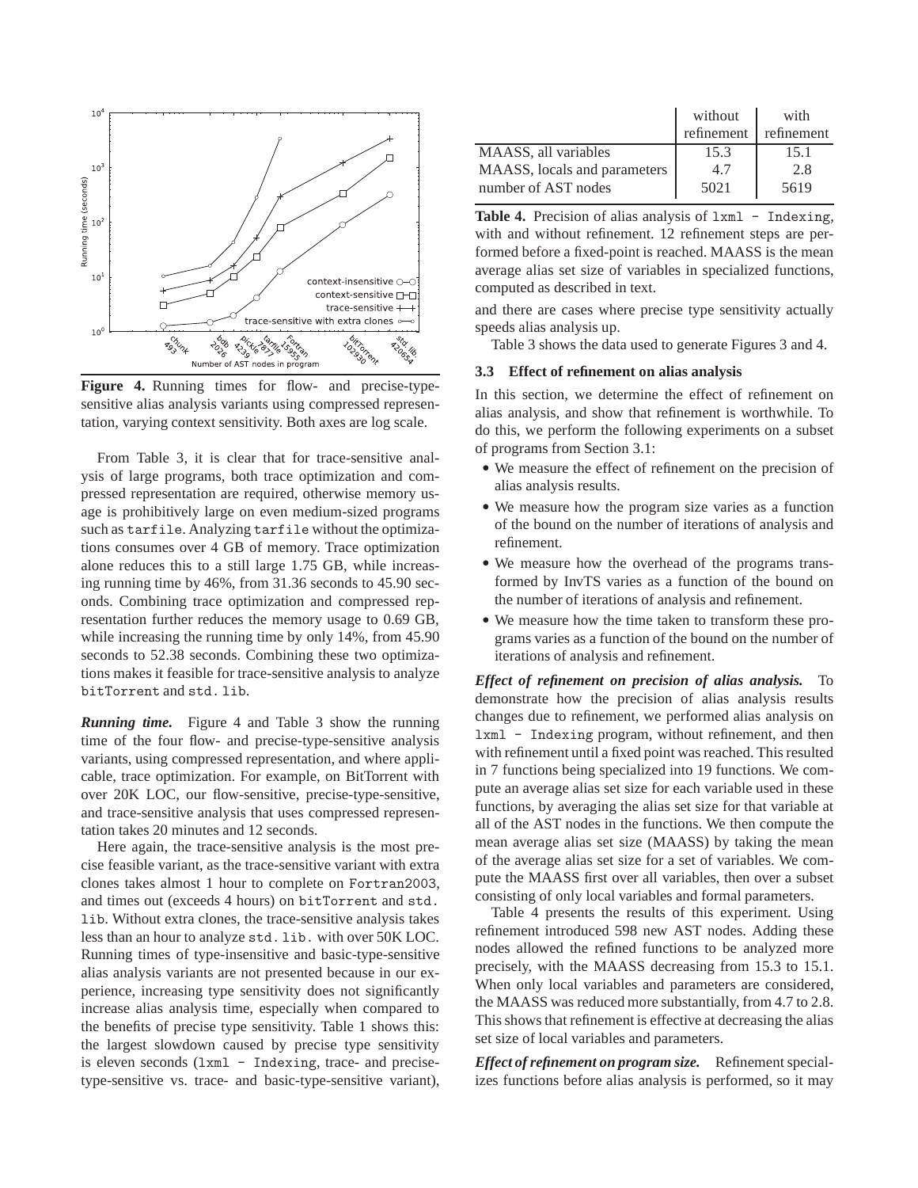**Figure 4.** Running times for flow- and precise-type-sensitive alias analysis variants using compressed representation, varying context sensitivity. Both axes are log scale.

From Table 3, it is clear that for trace-sensitive analysis of large programs, both trace optimization and compressed representation are required, otherwise memory usage is prohibitively large on even medium-sized programs such as `tarfile`. Analyzing `tarfile` without the optimizations consumes over 4 GB of memory. Trace optimization alone reduces this to a still large 1.75 GB, while increasing running time by 46%, from 31.36 seconds to 45.90 seconds. Combining trace optimization and compressed representation further reduces the memory usage to 0.69 GB, while increasing the running time by only 14%, from 45.90 seconds to 52.38 seconds. Combining these two optimizations makes it feasible for trace-sensitive analysis to analyze `bitTorrent` and `std. lib`.

***Running time.*** Figure 4 and Table 3 show the running time of the four flow- and precise-type-sensitive analysis variants, using compressed representation, and where applicable, trace optimization. For example, on BitTorrent with over 20K LOC, our flow-sensitive, precise-type-sensitive, and trace-sensitive analysis that uses compressed representation takes 20 minutes and 12 seconds.

Here again, the trace-sensitive analysis is the most precise feasible variant, as the trace-sensitive variant with extra clones takes almost 1 hour to complete on `Fortran2003`, and times out (exceeds 4 hours) on `bitTorrent` and `std. lib`. Without extra clones, the trace-sensitive analysis takes less than an hour to analyze `std. lib.` with over 50K LOC. Running times of type-insensitive and basic-type-sensitive alias analysis variants are not presented because in our experience, increasing type sensitivity does not significantly increase alias analysis time, especially when compared to the benefits of precise type sensitivity. Table 1 shows this: the largest slowdown caused by precise type sensitivity is eleven seconds (`lxml - Indexing`, trace- and precise-type-sensitive vs. trace- and basic-type-sensitive variant), and there are cases where precise type sensitivity actually speeds alias analysis up.

Table 3 shows the data used to generate Figures 3 and 4.

| | without refinement | with refinement |
|---|---|---|
| MAASS, all variables | 15.3 | 15.1 |
| MAASS, locals and parameters | 4.7 | 2.8 |
| number of AST nodes | 5021 | 5619 |

**Table 4.** Precision of alias analysis of `lxml - Indexing`, with and without refinement. 12 refinement steps are performed before a fixed-point is reached. MAASS is the mean average alias set size of variables in specialized functions, computed as described in text.

### 3.3 Effect of refinement on alias analysis

In this section, we determine the effect of refinement on alias analysis, and show that refinement is worthwhile. To do this, we perform the following experiments on a subset of programs from Section 3.1:

- We measure the effect of refinement on the precision of alias analysis results.
- We measure how the program size varies as a function of the bound on the number of iterations of analysis and refinement.
- We measure how the overhead of the programs transformed by InvTS varies as a function of the bound on the number of iterations of analysis and refinement.
- We measure how the time taken to transform these programs varies as a function of the bound on the number of iterations of analysis and refinement.

***Effect of refinement on precision of alias analysis.*** To demonstrate how the precision of alias analysis results changes due to refinement, we performed alias analysis on `lxml - Indexing` program, without refinement, and then with refinement until a fixed point was reached. This resulted in 7 functions being specialized into 19 functions. We compute an average alias set size for each variable used in these functions, by averaging the alias set size for that variable at all of the AST nodes in the functions. We then compute the mean average alias set size (MAASS) by taking the mean of the average alias set size for a set of variables. We compute the MAASS first over all variables, then over a subset consisting of only local variables and formal parameters.

Table 4 presents the results of this experiment. Using refinement introduced 598 new AST nodes. Adding these nodes allowed the refined functions to be analyzed more precisely, with the MAASS decreasing from 15.3 to 15.1. When only local variables and parameters are considered, the MAASS was reduced more substantially, from 4.7 to 2.8. This shows that refinement is effective at decreasing the alias set size of local variables and parameters.

***Effect of refinement on program size.*** Refinement specializes functions before alias analysis is performed, so it may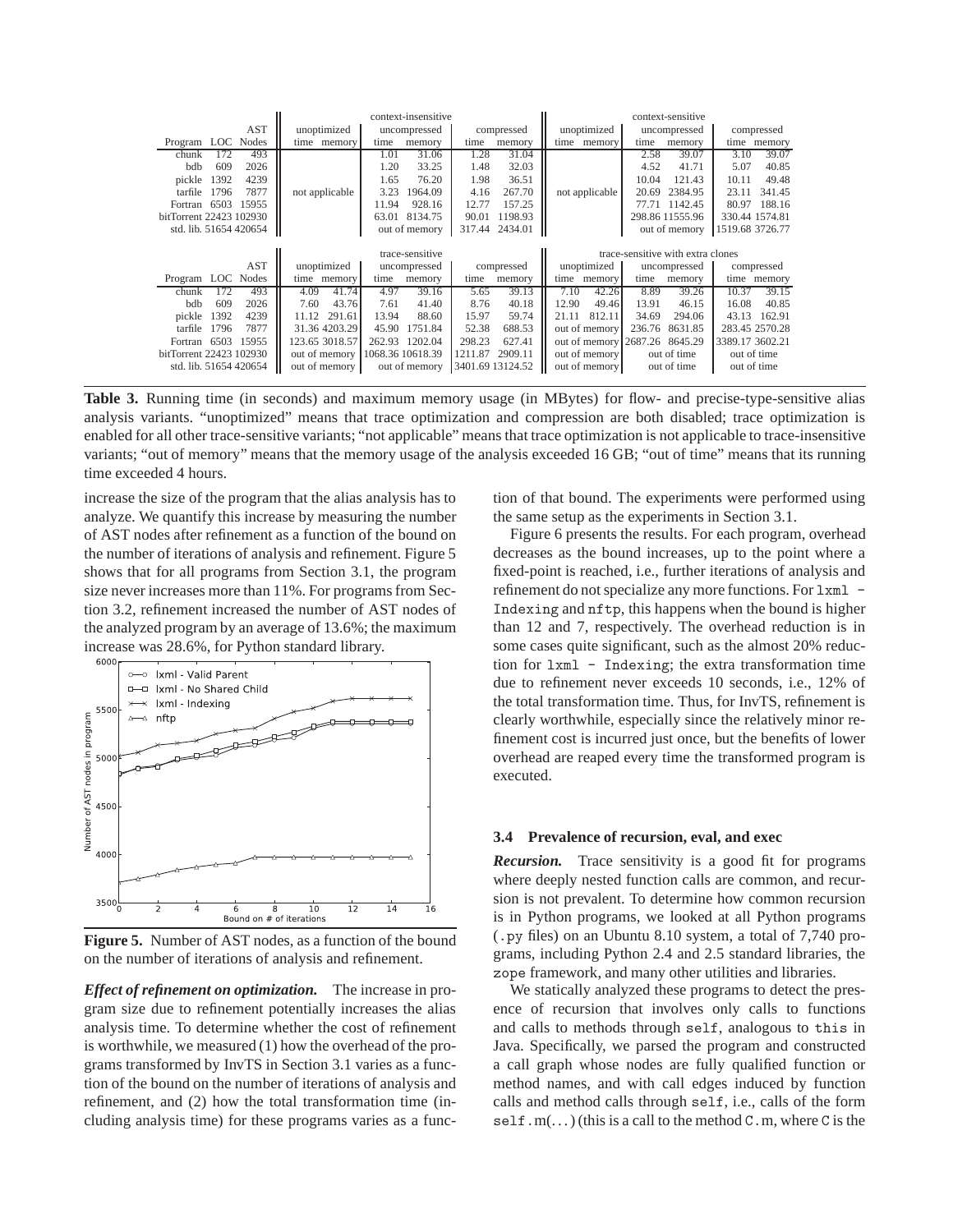| Program | LOC | AST Nodes | context-insensitive unoptimized time | memory | uncompressed time | memory | compressed time | memory | context-sensitive unoptimized time | memory | uncompressed time | memory | compressed time | memory |
|---|---|---|---|---|---|---|---|---|---|---|---|---|---|---|
| chunk | 172 | 493 | not applicable | | 1.01 | 31.06 | 1.28 | 31.04 | not applicable | | 2.58 | 39.07 | 3.10 | 39.07 |
| bdb | 609 | 2026 | | | 1.20 | 33.25 | 1.48 | 32.03 | | | 4.52 | 41.71 | 5.07 | 40.85 |
| pickle | 1392 | 4239 | | | 1.65 | 76.20 | 1.98 | 36.51 | | | 10.04 | 121.43 | 10.11 | 49.48 |
| tarfile | 1796 | 7877 | | | 3.23 | 1964.09 | 4.16 | 267.70 | | | 20.69 | 2384.95 | 23.11 | 341.45 |
| Fortran | 6503 | 15955 | | | 11.94 | 928.16 | 12.77 | 157.25 | | | 77.71 | 1142.45 | 80.97 | 188.16 |
| bitTorrent | 22423 | 102930 | | | 63.01 | 8134.75 | 90.01 | 1198.93 | | | 298.86 | 11555.96 | 330.44 | 1574.81 |
| std. lib. | 51654 | 420654 | | | out of memory | | 317.44 | 2434.01 | | | out of memory | | 1519.68 | 3726.77 |

| Program | LOC | AST Nodes | trace-sensitive unoptimized time | memory | uncompressed time | memory | compressed time | memory | trace-sensitive with extra clones unoptimized time | memory | uncompressed time | memory | compressed time | memory |
|---|---|---|---|---|---|---|---|---|---|---|---|---|---|---|
| chunk | 172 | 493 | 4.09 | 41.74 | 4.97 | 39.16 | 5.65 | 39.13 | 7.10 | 42.26 | 8.89 | 39.26 | 10.37 | 39.15 |
| bdb | 609 | 2026 | 7.60 | 43.76 | 7.61 | 41.40 | 8.76 | 40.18 | 12.90 | 49.46 | 13.91 | 46.15 | 16.08 | 40.85 |
| pickle | 1392 | 4239 | 11.12 | 291.61 | 13.94 | 88.60 | 15.97 | 59.74 | 21.11 | 812.11 | 34.69 | 294.06 | 43.13 | 162.91 |
| tarfile | 1796 | 7877 | 31.36 | 4203.29 | 45.90 | 1751.84 | 52.38 | 688.53 | out of memory | | 236.76 | 8631.85 | 283.45 | 2570.28 |
| Fortran | 6503 | 15955 | 123.65 | 3018.57 | 262.93 | 1202.04 | 298.23 | 627.41 | out of memory | | 2687.26 | 8645.29 | 3389.17 | 3602.21 |
| bitTorrent | 22423 | 102930 | out of memory | | 1068.36 | 10618.39 | 1211.87 | 2909.11 | out of memory | | out of time | | out of time | |
| std. lib. | 51654 | 420654 | out of memory | | out of memory | | 3401.69 | 13124.52 | out of memory | | out of time | | out of time | |

**Table 3.** Running time (in seconds) and maximum memory usage (in MBytes) for flow- and precise-type-sensitive alias analysis variants. "unoptimized" means that trace optimization and compression are both disabled; trace optimization is enabled for all other trace-sensitive variants; "not applicable" means that trace optimization is not applicable to trace-insensitive variants; "out of memory" means that the memory usage of the analysis exceeded 16 GB; "out of time" means that its running time exceeded 4 hours.

increase the size of the program that the alias analysis has to analyze. We quantify this increase by measuring the number of AST nodes after refinement as a function of the bound on the number of iterations of analysis and refinement. Figure 5 shows that for all programs from Section 3.1, the program size never increases more than 11%. For programs from Section 3.2, refinement increased the number of AST nodes of the analyzed program by an average of 13.6%; the maximum increase was 28.6%, for Python standard library.

**Figure 5.** Number of AST nodes, as a function of the bound on the number of iterations of analysis and refinement.

***Effect of refinement on optimization.*** The increase in program size due to refinement potentially increases the alias analysis time. To determine whether the cost of refinement is worthwhile, we measured (1) how the overhead of the programs transformed by InvTS in Section 3.1 varies as a function of the bound on the number of iterations of analysis and refinement, and (2) how the total transformation time (including analysis time) for these programs varies as a function of that bound. The experiments were performed using the same setup as the experiments in Section 3.1.

Figure 6 presents the results. For each program, overhead decreases as the bound increases, up to the point where a fixed-point is reached, i.e., further iterations of analysis and refinement do not specialize any more functions. For `lxml - Indexing` and `nftp`, this happens when the bound is higher than 12 and 7, respectively. The overhead reduction is in some cases quite significant, such as the almost 20% reduction for `lxml - Indexing`; the extra transformation time due to refinement never exceeds 10 seconds, i.e., 12% of the total transformation time. Thus, for InvTS, refinement is clearly worthwhile, especially since the relatively minor refinement cost is incurred just once, but the benefits of lower overhead are reaped every time the transformed program is executed.

### 3.4 Prevalence of recursion, eval, and exec

***Recursion.*** Trace sensitivity is a good fit for programs where deeply nested function calls are common, and recursion is not prevalent. To determine how common recursion is in Python programs, we looked at all Python programs (`.py` files) on an Ubuntu 8.10 system, a total of 7,740 programs, including Python 2.4 and 2.5 standard libraries, the `zope` framework, and many other utilities and libraries.

We statically analyzed these programs to detect the presence of recursion that involves only calls to functions and calls to methods through `self`, analogous to `this` in Java. Specifically, we parsed the program and constructed a call graph whose nodes are fully qualified function or method names, and with call edges induced by function calls and method calls through `self`, i.e., calls of the form `self.m(...)` (this is a call to the method `C.m`, where `C` is the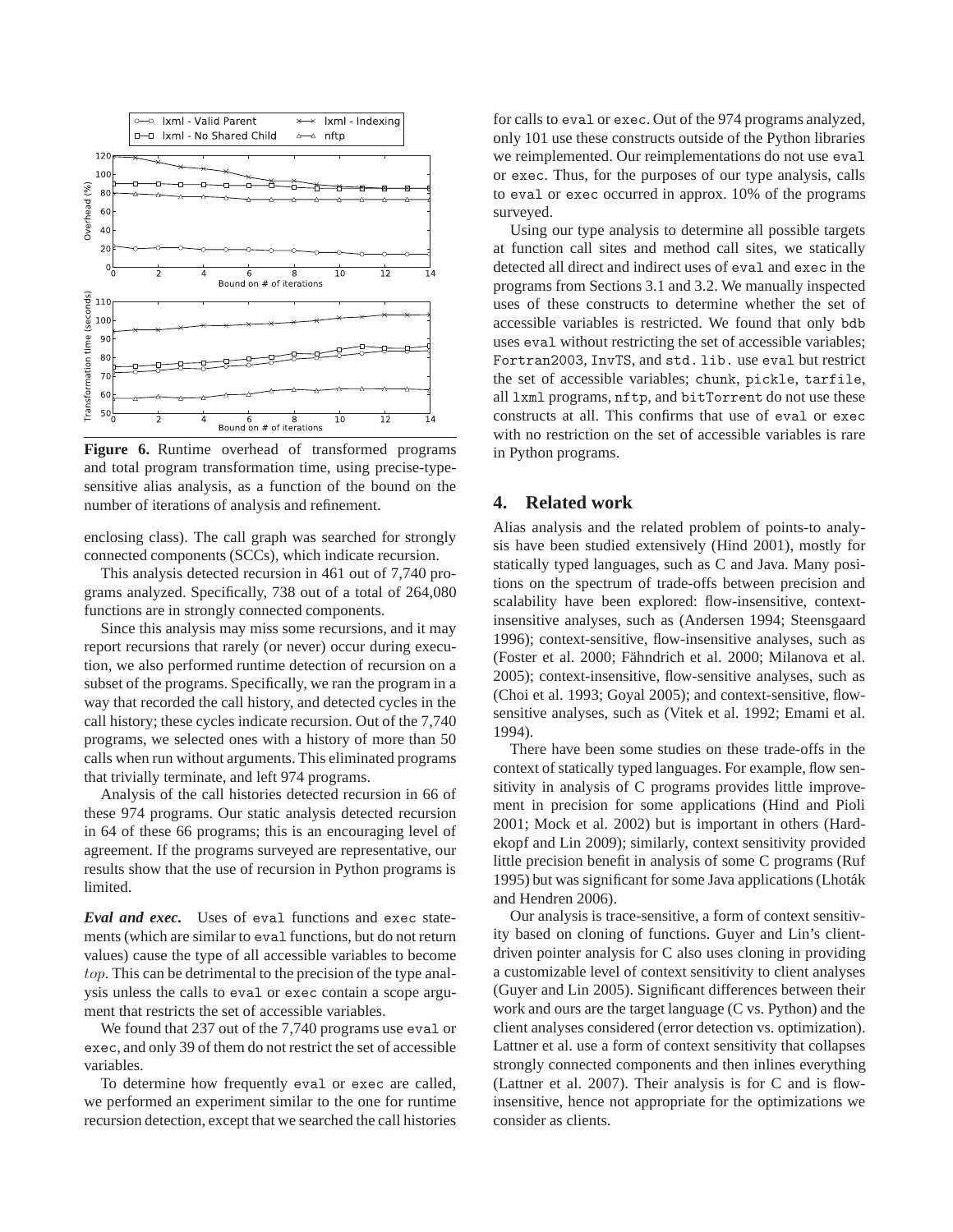**Figure 6.** Runtime overhead of transformed programs and total program transformation time, using precise-type-sensitive alias analysis, as a function of the bound on the number of iterations of analysis and refinement.

enclosing class). The call graph was searched for strongly connected components (SCCs), which indicate recursion.

This analysis detected recursion in 461 out of 7,740 programs analyzed. Specifically, 738 out of a total of 264,080 functions are in strongly connected components.

Since this analysis may miss some recursions, and it may report recursions that rarely (or never) occur during execution, we also performed runtime detection of recursion on a subset of the programs. Specifically, we ran the program in a way that recorded the call history, and detected cycles in the call history; these cycles indicate recursion. Out of the 7,740 programs, we selected ones with a history of more than 50 calls when run without arguments. This eliminated programs that trivially terminate, and left 974 programs.

Analysis of the call histories detected recursion in 66 of these 974 programs. Our static analysis detected recursion in 64 of these 66 programs; this is an encouraging level of agreement. If the programs surveyed are representative, our results show that the use of recursion in Python programs is limited.

***Eval and exec.*** Uses of `eval` functions and `exec` statements (which are similar to `eval` functions, but do not return values) cause the type of all accessible variables to become $top$. This can be detrimental to the precision of the type analysis unless the calls to `eval` or `exec` contain a scope argument that restricts the set of accessible variables.

We found that 237 out of the 7,740 programs use `eval` or `exec`, and only 39 of them do not restrict the set of accessible variables.

To determine how frequently `eval` or `exec` are called, we performed an experiment similar to the one for runtime recursion detection, except that we searched the call histories for calls to `eval` or `exec`. Out of the 974 programs analyzed, only 101 use these constructs outside of the Python libraries we reimplemented. Our reimplementations do not use `eval` or `exec`. Thus, for the purposes of our type analysis, calls to `eval` or `exec` occurred in approx. 10% of the programs surveyed.

Using our type analysis to determine all possible targets at function call sites and method call sites, we statically detected all direct and indirect uses of `eval` and `exec` in the programs from Sections 3.1 and 3.2. We manually inspected uses of these constructs to determine whether the set of accessible variables is restricted. We found that only `bdb` uses `eval` without restricting the set of accessible variables; `Fortran2003`, `InvTS`, and `std. lib.` use `eval` but restrict the set of accessible variables; `chunk`, `pickle`, `tarfile`, all `lxml` programs, `nftp`, and `bitTorrent` do not use these constructs at all. This confirms that use of `eval` or `exec` with no restriction on the set of accessible variables is rare in Python programs.

## 4. Related work

Alias analysis and the related problem of points-to analysis have been studied extensively (Hind 2001), mostly for statically typed languages, such as C and Java. Many positions on the spectrum of trade-offs between precision and scalability have been explored: flow-insensitive, context-insensitive analyses, such as (Andersen 1994; Steensgaard 1996); context-sensitive, flow-insensitive analyses, such as (Foster et al. 2000; Fähndrich et al. 2000; Milanova et al. 2005); context-insensitive, flow-sensitive analyses, such as (Choi et al. 1993; Goyal 2005); and context-sensitive, flow-sensitive analyses, such as (Vitek et al. 1992; Emami et al. 1994).

There have been some studies on these trade-offs in the context of statically typed languages. For example, flow sensitivity in analysis of C programs provides little improvement in precision for some applications (Hind and Pioli 2001; Mock et al. 2002) but is important in others (Hardekopf and Lin 2009); similarly, context sensitivity provided little precision benefit in analysis of some C programs (Ruf 1995) but was significant for some Java applications (Lhoták and Hendren 2006).

Our analysis is trace-sensitive, a form of context sensitivity based on cloning of functions. Guyer and Lin's client-driven pointer analysis for C also uses cloning in providing a customizable level of context sensitivity to client analyses (Guyer and Lin 2005). Significant differences between their work and ours are the target language (C vs. Python) and the client analyses considered (error detection vs. optimization). Lattner et al. use a form of context sensitivity that collapses strongly connected components and then inlines everything (Lattner et al. 2007). Their analysis is for C and is flow-insensitive, hence not appropriate for the optimizations we consider as clients.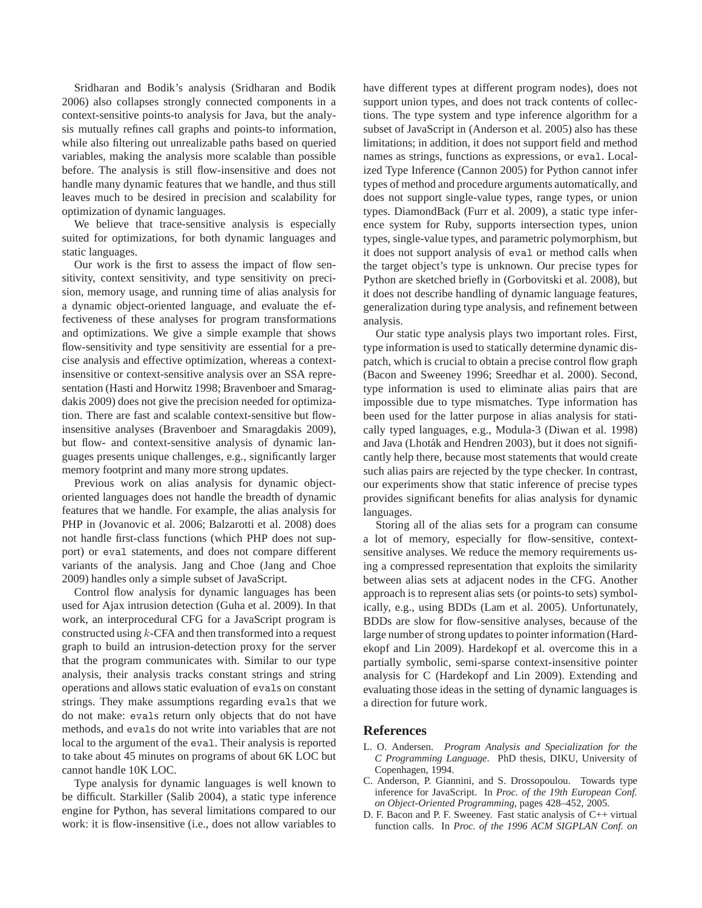Sridharan and Bodik's analysis (Sridharan and Bodik 2006) also collapses strongly connected components in a context-sensitive points-to analysis for Java, but the analysis mutually refines call graphs and points-to information, while also filtering out unrealizable paths based on queried variables, making the analysis more scalable than possible before. The analysis is still flow-insensitive and does not handle many dynamic features that we handle, and thus still leaves much to be desired in precision and scalability for optimization of dynamic languages.

We believe that trace-sensitive analysis is especially suited for optimizations, for both dynamic languages and static languages.

Our work is the first to assess the impact of flow sensitivity, context sensitivity, and type sensitivity on precision, memory usage, and running time of alias analysis for a dynamic object-oriented language, and evaluate the effectiveness of these analyses for program transformations and optimizations. We give a simple example that shows flow-sensitivity and type sensitivity are essential for a precise analysis and effective optimization, whereas a context-insensitive or context-sensitive analysis over an SSA representation (Hasti and Horwitz 1998; Bravenboer and Smaragdakis 2009) does not give the precision needed for optimization. There are fast and scalable context-sensitive but flow-insensitive analyses (Bravenboer and Smaragdakis 2009), but flow- and context-sensitive analysis of dynamic languages presents unique challenges, e.g., significantly larger memory footprint and many more strong updates.

Previous work on alias analysis for dynamic object-oriented languages does not handle the breadth of dynamic features that we handle. For example, the alias analysis for PHP in (Jovanovic et al. 2006; Balzarotti et al. 2008) does not handle first-class functions (which PHP does not support) or `eval` statements, and does not compare different variants of the analysis. Jang and Choe (Jang and Choe 2009) handles only a simple subset of JavaScript.

Control flow analysis for dynamic languages has been used for Ajax intrusion detection (Guha et al. 2009). In that work, an interprocedural CFG for a JavaScript program is constructed using $k$-CFA and then transformed into a request graph to build an intrusion-detection proxy for the server that the program communicates with. Similar to our type analysis, their analysis tracks constant strings and string operations and allows static evaluation of `eval`s on constant strings. They make assumptions regarding `eval`s that we do not make: `eval`s return only objects that do not have methods, and `eval`s do not write into variables that are not local to the argument of the `eval`. Their analysis is reported to take about 45 minutes on programs of about 6K LOC but cannot handle 10K LOC.

Type analysis for dynamic languages is well known to be difficult. Starkiller (Salib 2004), a static type inference engine for Python, has several limitations compared to our work: it is flow-insensitive (i.e., does not allow variables to have different types at different program nodes), does not support union types, and does not track contents of collections. The type system and type inference algorithm for a subset of JavaScript in (Anderson et al. 2005) also has these limitations; in addition, it does not support field and method names as strings, functions as expressions, or `eval`. Localized Type Inference (Cannon 2005) for Python cannot infer types of method and procedure arguments automatically, and does not support single-value types, range types, or union types. DiamondBack (Furr et al. 2009), a static type inference system for Ruby, supports intersection types, union types, single-value types, and parametric polymorphism, but it does not support analysis of `eval` or method calls when the target object's type is unknown. Our precise types for Python are sketched briefly in (Gorbovitski et al. 2008), but it does not describe handling of dynamic language features, generalization during type analysis, and refinement between analysis.

Our static type analysis plays two important roles. First, type information is used to statically determine dynamic dispatch, which is crucial to obtain a precise control flow graph (Bacon and Sweeney 1996; Sreedhar et al. 2000). Second, type information is used to eliminate alias pairs that are impossible due to type mismatches. Type information has been used for the latter purpose in alias analysis for statically typed languages, e.g., Modula-3 (Diwan et al. 1998) and Java (Lhoták and Hendren 2003), but it does not significantly help there, because most statements that would create such alias pairs are rejected by the type checker. In contrast, our experiments show that static inference of precise types provides significant benefits for alias analysis for dynamic languages.

Storing all of the alias sets for a program can consume a lot of memory, especially for flow-sensitive, context-sensitive analyses. We reduce the memory requirements using a compressed representation that exploits the similarity between alias sets at adjacent nodes in the CFG. Another approach is to represent alias sets (or points-to sets) symbolically, e.g., using BDDs (Lam et al. 2005). Unfortunately, BDDs are slow for flow-sensitive analyses, because of the large number of strong updates to pointer information (Hardekopf and Lin 2009). Hardekopf et al. overcome this in a partially symbolic, semi-sparse context-insensitive pointer analysis for C (Hardekopf and Lin 2009). Extending and evaluating those ideas in the setting of dynamic languages is a direction for future work.

## References

L. O. Andersen. *Program Analysis and Specialization for the C Programming Language*. PhD thesis, DIKU, University of Copenhagen, 1994.

C. Anderson, P. Giannini, and S. Drossopoulou. Towards type inference for JavaScript. In *Proc. of the 19th European Conf. on Object-Oriented Programming*, pages 428–452, 2005.

D. F. Bacon and P. F. Sweeney. Fast static analysis of C++ virtual function calls. In *Proc. of the 1996 ACM SIGPLAN Conf. on*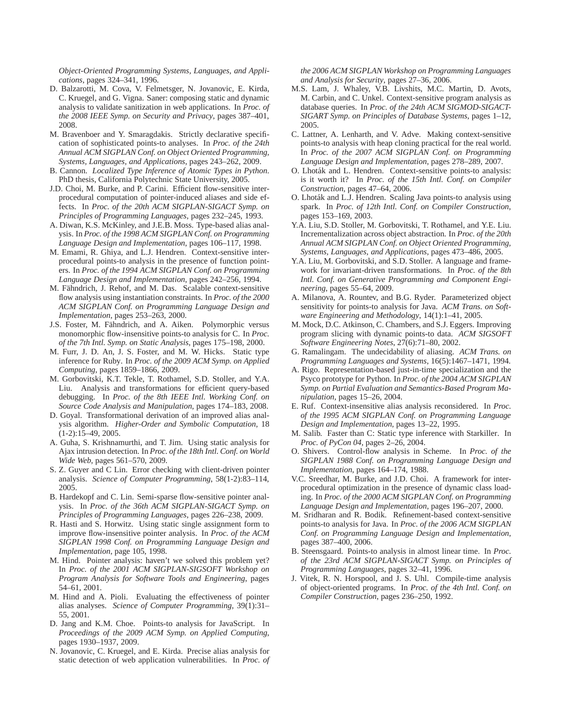*Object-Oriented Programming Systems, Languages, and Applications*, pages 324–341, 1996.

D. Balzarotti, M. Cova, V. Felmetsger, N. Jovanovic, E. Kirda, C. Kruegel, and G. Vigna. Saner: composing static and dynamic analysis to validate sanitization in web applications. In *Proc. of the 2008 IEEE Symp. on Security and Privacy*, pages 387–401, 2008.

M. Bravenboer and Y. Smaragdakis. Strictly declarative specification of sophisticated points-to analyses. In *Proc. of the 24th Annual ACM SIGPLAN Conf. on Object Oriented Programming, Systems, Languages, and Applications*, pages 243–262, 2009.

B. Cannon. *Localized Type Inference of Atomic Types in Python*. PhD thesis, California Polytechnic State University, 2005.

J.D. Choi, M. Burke, and P. Carini. Efficient flow-sensitive interprocedural computation of pointer-induced aliases and side effects. In *Proc. of the 20th ACM SIGPLAN-SIGACT Symp. on Principles of Programming Languages*, pages 232–245, 1993.

A. Diwan, K.S. McKinley, and J.E.B. Moss. Type-based alias analysis. In *Proc. of the 1998 ACM SIGPLAN Conf. on Programming Language Design and Implementation*, pages 106–117, 1998.

M. Emami, R. Ghiya, and L.J. Hendren. Context-sensitive interprocedural points-to analysis in the presence of function pointers. In *Proc. of the 1994 ACM SIGPLAN Conf. on Programming Language Design and Implementation*, pages 242–256, 1994.

M. Fähndrich, J. Rehof, and M. Das. Scalable context-sensitive flow analysis using instantiation constraints. In *Proc. of the 2000 ACM SIGPLAN Conf. on Programming Language Design and Implementation*, pages 253–263, 2000.

J.S. Foster, M. Fähndrich, and A. Aiken. Polymorphic versus monomorphic flow-insensitive points-to analysis for C. In *Proc. of the 7th Intl. Symp. on Static Analysis*, pages 175–198, 2000.

M. Furr, J. D. An, J. S. Foster, and M. W. Hicks. Static type inference for Ruby. In *Proc. of the 2009 ACM Symp. on Applied Computing*, pages 1859–1866, 2009.

M. Gorbovitski, K.T. Tekle, T. Rothamel, S.D. Stoller, and Y.A. Liu. Analysis and transformations for efficient query-based debugging. In *Proc. of the 8th IEEE Intl. Working Conf. on Source Code Analysis and Manipulation*, pages 174–183, 2008.

D. Goyal. Transformational derivation of an improved alias analysis algorithm. *Higher-Order and Symbolic Computation*, 18 (1-2):15–49, 2005.

A. Guha, S. Krishnamurthi, and T. Jim. Using static analysis for Ajax intrusion detection. In *Proc. of the 18th Intl. Conf. on World Wide Web*, pages 561–570, 2009.

S. Z. Guyer and C Lin. Error checking with client-driven pointer analysis. *Science of Computer Programming*, 58(1-2):83–114, 2005.

B. Hardekopf and C. Lin. Semi-sparse flow-sensitive pointer analysis. In *Proc. of the 36th ACM SIGPLAN-SIGACT Symp. on Principles of Programming Languages*, pages 226–238, 2009.

R. Hasti and S. Horwitz. Using static single assignment form to improve flow-insensitive pointer analysis. In *Proc. of the ACM SIGPLAN 1998 Conf. on Programming Language Design and Implementation*, page 105, 1998.

M. Hind. Pointer analysis: haven't we solved this problem yet? In *Proc. of the 2001 ACM SIGPLAN-SIGSOFT Workshop on Program Analysis for Software Tools and Engineering*, pages 54–61, 2001.

M. Hind and A. Pioli. Evaluating the effectiveness of pointer alias analyses. *Science of Computer Programming*, 39(1):31–55, 2001.

D. Jang and K.M. Choe. Points-to analysis for JavaScript. In *Proceedings of the 2009 ACM Symp. on Applied Computing*, pages 1930–1937, 2009.

N. Jovanovic, C. Kruegel, and E. Kirda. Precise alias analysis for static detection of web application vulnerabilities. In *Proc. of the 2006 ACM SIGPLAN Workshop on Programming Languages and Analysis for Security*, pages 27–36, 2006.

M.S. Lam, J. Whaley, V.B. Livshits, M.C. Martin, D. Avots, M. Carbin, and C. Unkel. Context-sensitive program analysis as database queries. In *Proc. of the 24th ACM SIGMOD-SIGACT-SIGART Symp. on Principles of Database Systems*, pages 1–12, 2005.

C. Lattner, A. Lenharth, and V. Adve. Making context-sensitive points-to analysis with heap cloning practical for the real world. In *Proc. of the 2007 ACM SIGPLAN Conf. on Programming Language Design and Implementation*, pages 278–289, 2007.

O. Lhoták and L. Hendren. Context-sensitive points-to analysis: is it worth it? In *Proc. of the 15th Intl. Conf. on Compiler Construction*, pages 47–64, 2006.

O. Lhoták and L.J. Hendren. Scaling Java points-to analysis using spark. In *Proc. of 12th Intl. Conf. on Compiler Construction*, pages 153–169, 2003.

Y.A. Liu, S.D. Stoller, M. Gorbovitski, T. Rothamel, and Y.E. Liu. Incrementalization across object abstraction. In *Proc. of the 20th Annual ACM SIGPLAN Conf. on Object Oriented Programming, Systems, Languages, and Applications*, pages 473–486, 2005.

Y.A. Liu, M. Gorbovitski, and S.D. Stoller. A language and framework for invariant-driven transformations. In *Proc. of the 8th Intl. Conf. on Generative Programming and Component Engineering*, pages 55–64, 2009.

A. Milanova, A. Rountev, and B.G. Ryder. Parameterized object sensitivity for points-to analysis for Java. *ACM Trans. on Software Engineering and Methodology*, 14(1):1–41, 2005.

M. Mock, D.C. Atkinson, C. Chambers, and S.J. Eggers. Improving program slicing with dynamic points-to data. *ACM SIGSOFT Software Engineering Notes*, 27(6):71–80, 2002.

G. Ramalingam. The undecidability of aliasing. *ACM Trans. on Programming Languages and Systems*, 16(5):1467–1471, 1994.

A. Rigo. Representation-based just-in-time specialization and the Psyco prototype for Python. In *Proc. of the 2004 ACM SIGPLAN Symp. on Partial Evaluation and Semantics-Based Program Manipulation*, pages 15–26, 2004.

E. Ruf. Context-insensitive alias analysis reconsidered. In *Proc. of the 1995 ACM SIGPLAN Conf. on Programming Language Design and Implementation*, pages 13–22, 1995.

M. Salib. Faster than C: Static type inference with Starkiller. In *Proc. of PyCon 04*, pages 2–26, 2004.

O. Shivers. Control-flow analysis in Scheme. In *Proc. of the SIGPLAN 1988 Conf. on Programming Language Design and Implementation*, pages 164–174, 1988.

V.C. Sreedhar, M. Burke, and J.D. Choi. A framework for interprocedural optimization in the presence of dynamic class loading. In *Proc. of the 2000 ACM SIGPLAN Conf. on Programming Language Design and Implementation*, pages 196–207, 2000.

M. Sridharan and R. Bodik. Refinement-based context-sensitive points-to analysis for Java. In *Proc. of the 2006 ACM SIGPLAN Conf. on Programming Language Design and Implementation*, pages 387–400, 2006.

B. Steensgaard. Points-to analysis in almost linear time. In *Proc. of the 23rd ACM SIGPLAN-SIGACT Symp. on Principles of Programming Languages*, pages 32–41, 1996.

J. Vitek, R. N. Horspool, and J. S. Uhl. Compile-time analysis of object-oriented programs. In *Proc. of the 4th Intl. Conf. on Compiler Construction*, pages 236–250, 1992.